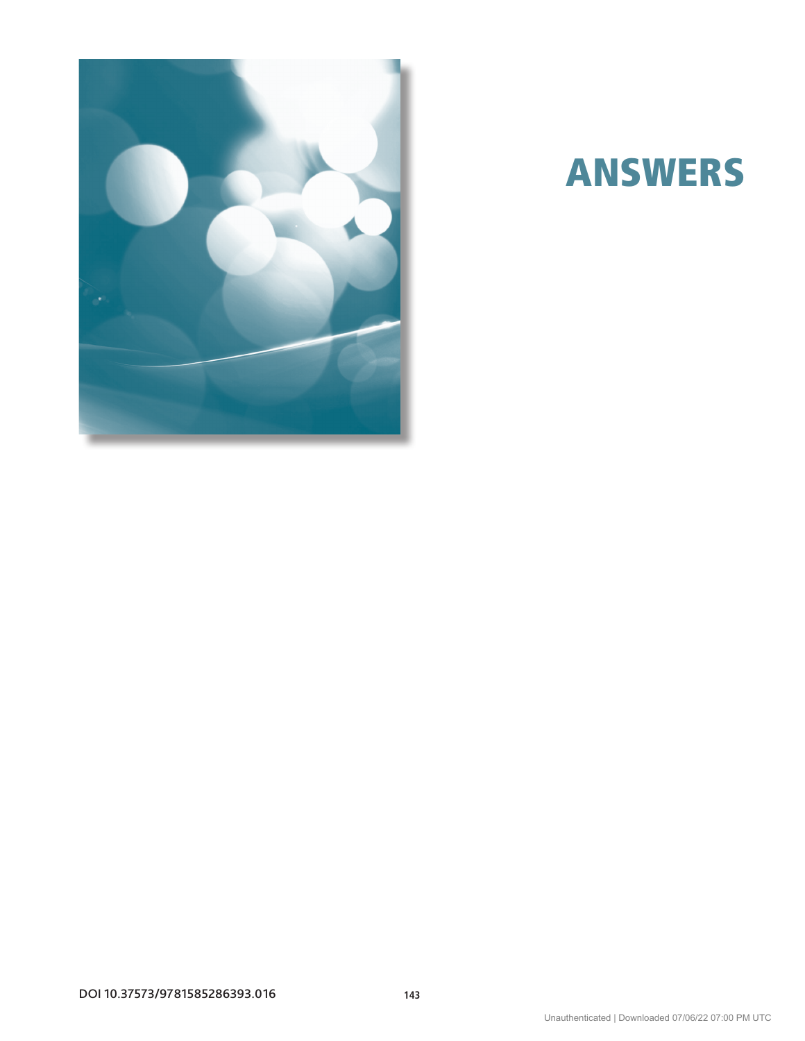# ANSWERS

DOI 10.37573/9781585286393.016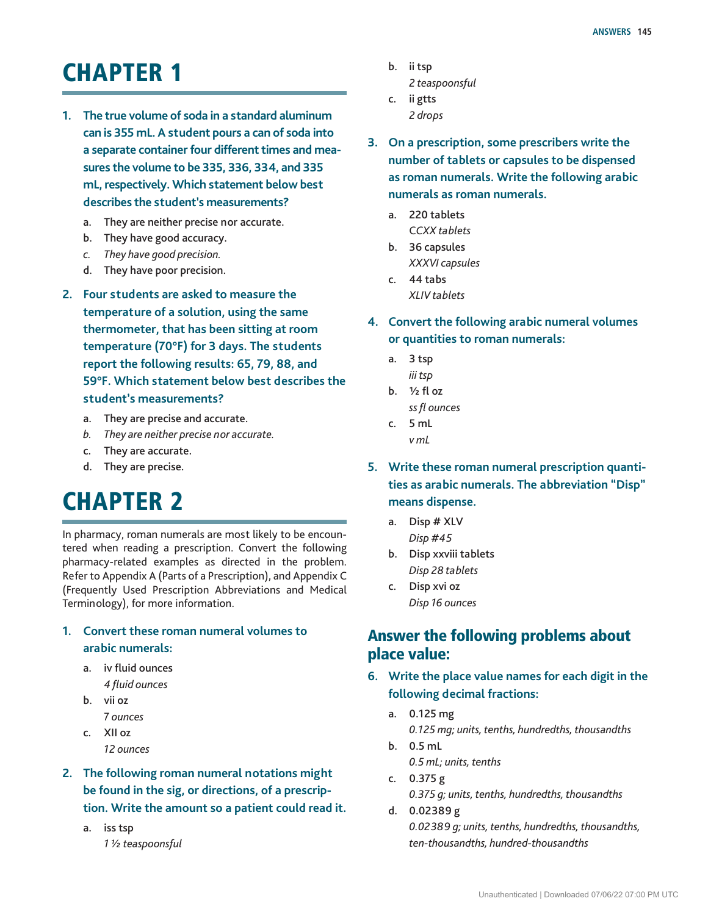# CHAPTER 1

1. **The true volume of soda in a standard aluminum can is 355 mL. A student pours a can of soda into a separate container four different times and measures the volume to be 335, 336, 334, and 335 mL, respectively. Which statement below best describes the student's measurements?**
   a. They are neither precise nor accurate.
   b. They have good accuracy.
   *c. They have good precision.*
   d. They have poor precision.

2. **Four students are asked to measure the temperature of a solution, using the same thermometer, that has been sitting at room temperature (70°F) for 3 days. The students report the following results: 65, 79, 88, and 59°F. Which statement below best describes the student's measurements?**
   a. They are precise and accurate.
   *b. They are neither precise nor accurate.*
   c. They are accurate.
   d. They are precise.

# CHAPTER 2

In pharmacy, roman numerals are most likely to be encountered when reading a prescription. Convert the following pharmacy-related examples as directed in the problem. Refer to Appendix A (Parts of a Prescription), and Appendix C (Frequently Used Prescription Abbreviations and Medical Terminology), for more information.

1. **Convert these roman numeral volumes to arabic numerals:**
   a. iv fluid ounces
      *4 fluid ounces*
   b. vii oz
      *7 ounces*
   c. XII oz
      *12 ounces*

2. **The following roman numeral notations might be found in the sig, or directions, of a prescription. Write the amount so a patient could read it.**
   a. iss tsp
      *1 ½ teaspoonsful*
   b. ii tsp
      *2 teaspoonsful*
   c. ii gtts
      *2 drops*

3. **On a prescription, some prescribers write the number of tablets or capsules to be dispensed as roman numerals. Write the following arabic numerals as roman numerals.**
   a. 220 tablets
      *CCXX tablets*
   b. 36 capsules
      *XXXVI capsules*
   c. 44 tabs
      *XLIV tablets*

4. **Convert the following arabic numeral volumes or quantities to roman numerals:**
   a. 3 tsp
      *iii tsp*
   b. ½ fl oz
      *ss fl ounces*
   c. 5 mL
      *v mL*

5. **Write these roman numeral prescription quantities as arabic numerals. The abbreviation "Disp" means dispense.**
   a. Disp # XLV
      *Disp #45*
   b. Disp xxviii tablets
      *Disp 28 tablets*
   c. Disp xvi oz
      *Disp 16 ounces*

## Answer the following problems about place value:

6. **Write the place value names for each digit in the following decimal fractions:**
   a. 0.125 mg
      *0.125 mg; units, tenths, hundredths, thousandths*
   b. 0.5 mL
      *0.5 mL; units, tenths*
   c. 0.375 g
      *0.375 g; units, tenths, hundredths, thousandths*
   d. 0.02389 g
      *0.02389 g; units, tenths, hundredths, thousandths, ten-thousandths, hundred-thousandths*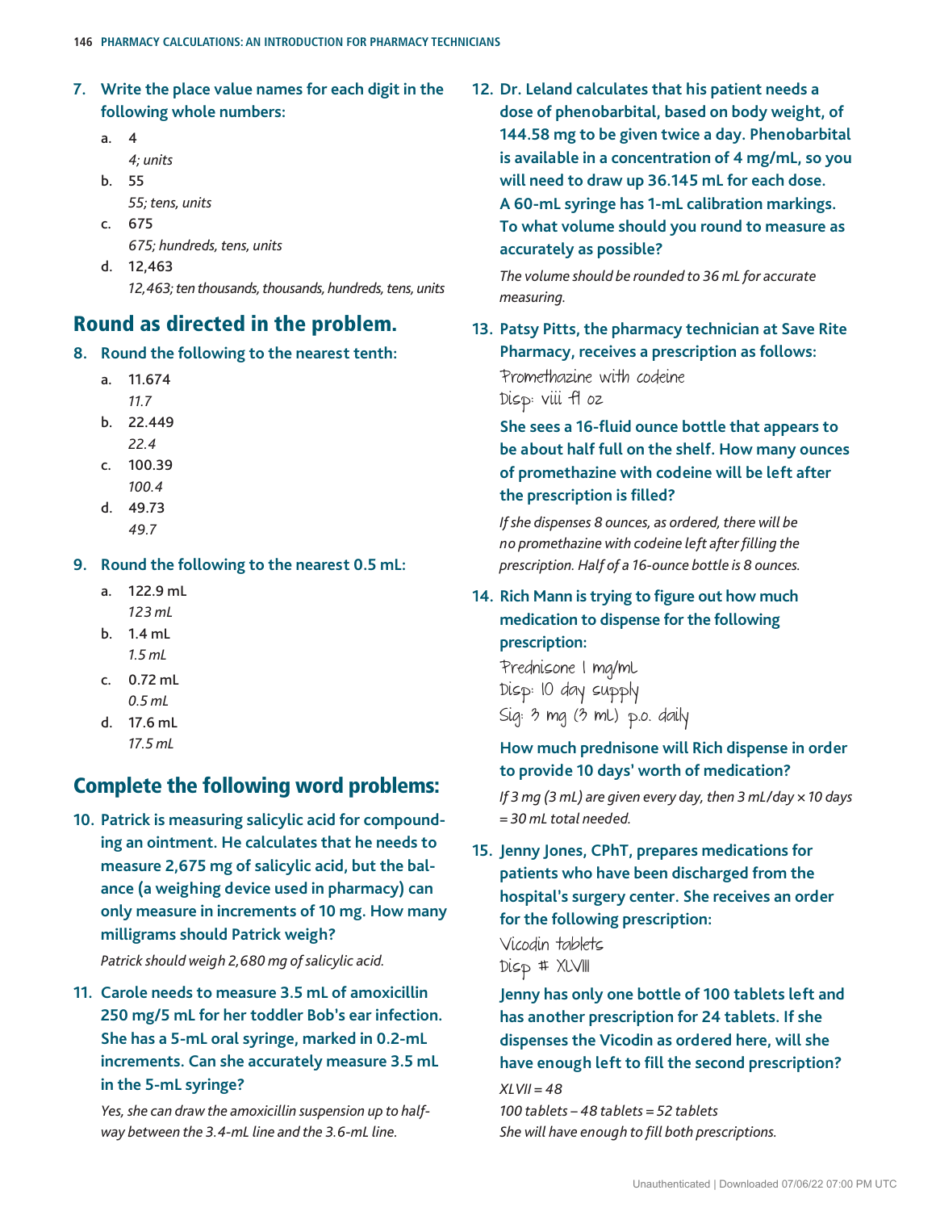7. **Write the place value names for each digit in the following whole numbers:**
   a. 4
      *4; units*
   b. 55
      *55; tens, units*
   c. 675
      *675; hundreds, tens, units*
   d. 12,463
      *12,463; ten thousands, thousands, hundreds, tens, units*

## Round as directed in the problem.

8. **Round the following to the nearest tenth:**
   a. 11.674
      *11.7*
   b. 22.449
      *22.4*
   c. 100.39
      *100.4*
   d. 49.73
      *49.7*

9. **Round the following to the nearest 0.5 mL:**
   a. 122.9 mL
      *123 mL*
   b. 1.4 mL
      *1.5 mL*
   c. 0.72 mL
      *0.5 mL*
   d. 17.6 mL
      *17.5 mL*

## Complete the following word problems:

10. **Patrick is measuring salicylic acid for compounding an ointment. He calculates that he needs to measure 2,675 mg of salicylic acid, but the balance (a weighing device used in pharmacy) can only measure in increments of 10 mg. How many milligrams should Patrick weigh?**

    *Patrick should weigh 2,680 mg of salicylic acid.*

11. **Carole needs to measure 3.5 mL of amoxicillin 250 mg/5 mL for her toddler Bob's ear infection. She has a 5-mL oral syringe, marked in 0.2-mL increments. Can she accurately measure 3.5 mL in the 5-mL syringe?**

    *Yes, she can draw the amoxicillin suspension up to halfway between the 3.4-mL line and the 3.6-mL line.*

12. **Dr. Leland calculates that his patient needs a dose of phenobarbital, based on body weight, of 144.58 mg to be given twice a day. Phenobarbital is available in a concentration of 4 mg/mL, so you will need to draw up 36.145 mL for each dose. A 60-mL syringe has 1-mL calibration markings. To what volume should you round to measure as accurately as possible?**

    *The volume should be rounded to 36 mL for accurate measuring.*

13. **Patsy Pitts, the pharmacy technician at Save Rite Pharmacy, receives a prescription as follows:**

    Promethazine with codeine
    Disp: viii fl oz

    **She sees a 16-fluid ounce bottle that appears to be about half full on the shelf. How many ounces of promethazine with codeine will be left after the prescription is filled?**

    *If she dispenses 8 ounces, as ordered, there will be no promethazine with codeine left after filling the prescription. Half of a 16-ounce bottle is 8 ounces.*

14. **Rich Mann is trying to figure out how much medication to dispense for the following prescription:**

    Prednisone 1 mg/mL
    Disp: 10 day supply
    Sig: 3 mg (3 mL) p.o. daily

    **How much prednisone will Rich dispense in order to provide 10 days' worth of medication?**

    *If 3 mg (3 mL) are given every day, then 3 mL/day × 10 days = 30 mL total needed.*

15. **Jenny Jones, CPhT, prepares medications for patients who have been discharged from the hospital's surgery center. She receives an order for the following prescription:**

    Vicodin tablets
    Disp # XLVIII

    **Jenny has only one bottle of 100 tablets left and has another prescription for 24 tablets. If she dispenses the Vicodin as ordered here, will she have enough left to fill the second prescription?**

    *XLVII = 48*
    *100 tablets – 48 tablets = 52 tablets*
    *She will have enough to fill both prescriptions.*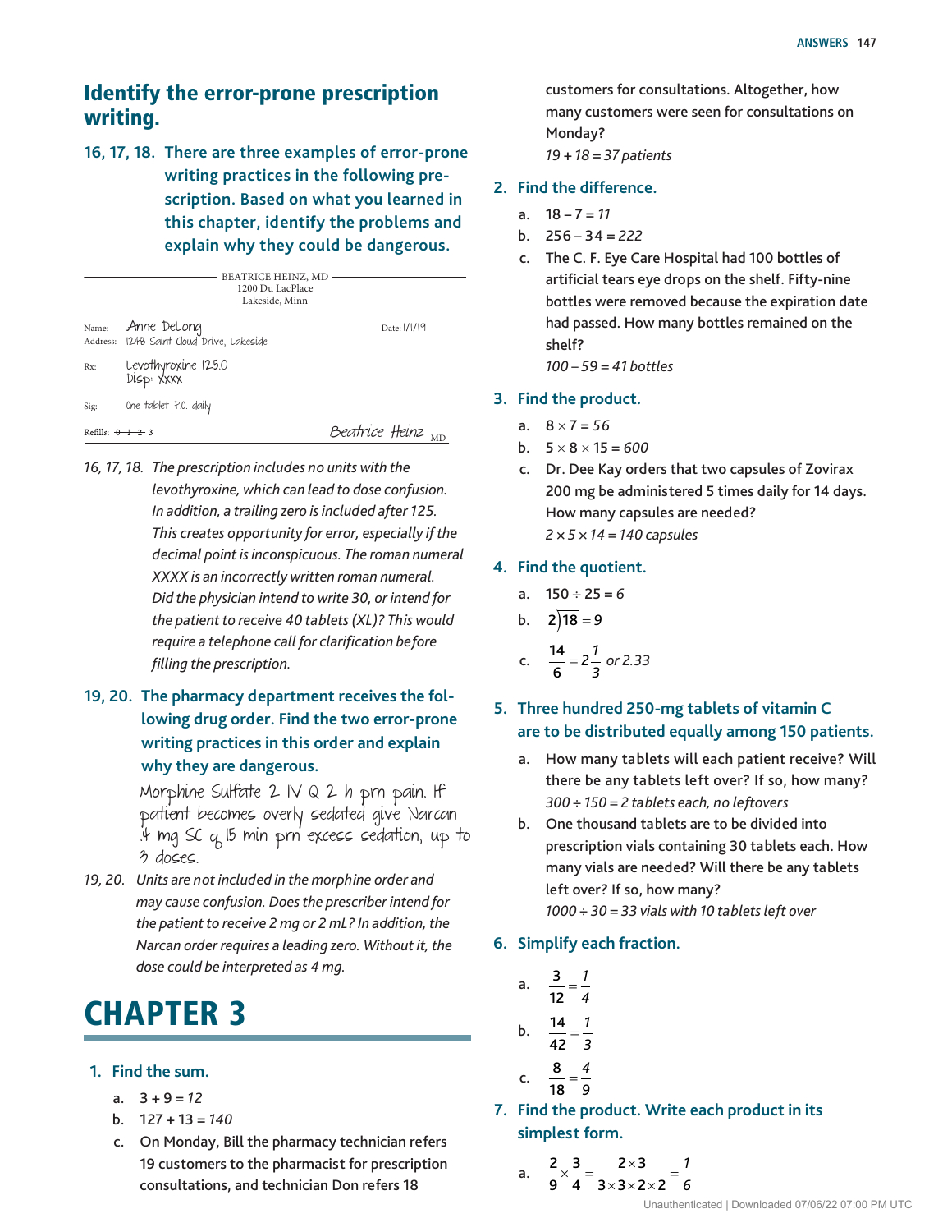## Identify the error-prone prescription writing.

**16, 17, 18. There are three examples of error-prone writing practices in the following prescription. Based on what you learned in this chapter, identify the problems and explain why they could be dangerous.**

BEATRICE HEINZ, MD
1200 Du LacPlace
Lakeside, Minn

Name: Anne DeLong
Address: 1248 Saint Cloud Drive, Lakeside
Date: 1/1/19

Rx: Levothyroxine 125.0
Disp: XXXX

Sig: One tablet P.O. daily

Refills: ~~0~~ ~~1~~ ~~2~~ 3

Beatrice Heinz MD

*16, 17, 18. The prescription includes no units with the levothyroxine, which can lead to dose confusion. In addition, a trailing zero is included after 125. This creates opportunity for error, especially if the decimal point is inconspicuous. The roman numeral XXXX is an incorrectly written roman numeral. Did the physician intend to write 30, or intend for the patient to receive 40 tablets (XL)? This would require a telephone call for clarification before filling the prescription.*

**19, 20. The pharmacy department receives the following drug order. Find the two error-prone writing practices in this order and explain why they are dangerous.**

Morphine Sulfate 2 IV Q 2 h prn pain. If patient becomes overly sedated give Narcan .4 mg SC q 15 min prn excess sedation, up to 3 doses.

*19, 20. Units are not included in the morphine order and may cause confusion. Does the prescriber intend for the patient to receive 2 mg or 2 mL? In addition, the Narcan order requires a leading zero. Without it, the dose could be interpreted as 4 mg.*

# CHAPTER 3

**1. Find the sum.**

a. 3 + 9 = *12*

b. 127 + 13 = *140*

c. On Monday, Bill the pharmacy technician refers 19 customers to the pharmacist for prescription consultations, and technician Don refers 18 customers for consultations. Altogether, how many customers were seen for consultations on Monday?
*19 + 18 = 37 patients*

**2. Find the difference.**

a. 18 – 7 = *11*

b. 256 – 34 = *222*

c. The C. F. Eye Care Hospital had 100 bottles of artificial tears eye drops on the shelf. Fifty-nine bottles were removed because the expiration date had passed. How many bottles remained on the shelf?
*100 – 59 = 41 bottles*

**3. Find the product.**

a. $8 \times 7 = 56$

b. $5 \times 8 \times 15 = 600$

c. Dr. Dee Kay orders that two capsules of Zovirax 200 mg be administered 5 times daily for 14 days. How many capsules are needed?
$2 \times 5 \times 14 = 140$ *capsules*

**4. Find the quotient.**

a. $150 \div 25 = 6$

b. $2\overline{)18} = 9$

c. $\frac{14}{6} = 2\frac{1}{3}$ *or 2.33*

**5. Three hundred 250-mg tablets of vitamin C are to be distributed equally among 150 patients.**

a. How many tablets will each patient receive? Will there be any tablets left over? If so, how many?
*300 ÷ 150 = 2 tablets each, no leftovers*

b. One thousand tablets are to be divided into prescription vials containing 30 tablets each. How many vials are needed? Will there be any tablets left over? If so, how many?
*1000 ÷ 30 = 33 vials with 10 tablets left over*

**6. Simplify each fraction.**

a. $\frac{3}{12} = \frac{1}{4}$

b. $\frac{14}{42} = \frac{1}{3}$

c. $\frac{8}{18} = \frac{4}{9}$

**7. Find the product. Write each product in its simplest form.**

a. $\frac{2}{9} \times \frac{3}{4} = \frac{2 \times 3}{3 \times 3 \times 2 \times 2} = \frac{1}{6}$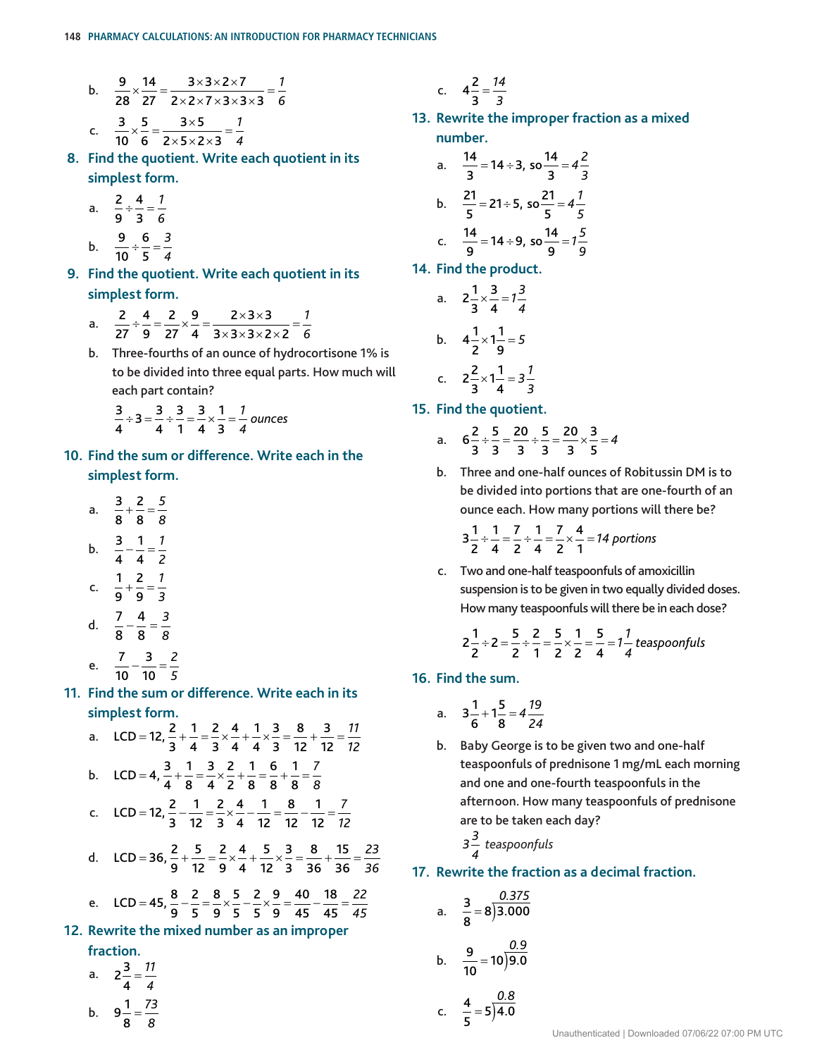b. $\frac{9}{28} \times \frac{14}{27} = \frac{3 \times 3 \times 2 \times 7}{2 \times 2 \times 7 \times 3 \times 3 \times 3} = \frac{1}{6}$

c. $\frac{3}{10} \times \frac{5}{6} = \frac{3 \times 5}{2 \times 5 \times 2 \times 3} = \frac{1}{4}$

**8. Find the quotient. Write each quotient in its simplest form.**

a. $\frac{2}{9} \div \frac{4}{3} = \frac{1}{6}$

b. $\frac{9}{10} \div \frac{6}{5} = \frac{3}{4}$

**9. Find the quotient. Write each quotient in its simplest form.**

a. $\frac{2}{27} \div \frac{4}{9} = \frac{2}{27} \times \frac{9}{4} = \frac{2 \times 3 \times 3}{3 \times 3 \times 3 \times 2 \times 2} = \frac{1}{6}$

b. Three-fourths of an ounce of hydrocortisone 1% is to be divided into three equal parts. How much will each part contain?

$\frac{3}{4} \div 3 = \frac{3}{4} \div \frac{3}{1} = \frac{3}{4} \times \frac{1}{3} = \frac{1}{4}$ *ounces*

**10. Find the sum or difference. Write each in the simplest form.**

a. $\frac{3}{8} + \frac{2}{8} = \frac{5}{8}$

b. $\frac{3}{4} - \frac{1}{4} = \frac{1}{2}$

c. $\frac{1}{9} + \frac{2}{9} = \frac{1}{3}$

d. $\frac{7}{8} - \frac{4}{8} = \frac{3}{8}$

e. $\frac{7}{10} - \frac{3}{10} = \frac{2}{5}$

**11. Find the sum or difference. Write each in its simplest form.**

a. LCD = 12, $\frac{2}{3} + \frac{1}{4} = \frac{2}{3} \times \frac{4}{4} + \frac{1}{4} \times \frac{3}{3} = \frac{8}{12} + \frac{3}{12} = \frac{11}{12}$

b. LCD = 4, $\frac{3}{4} + \frac{1}{8} = \frac{3}{4} \times \frac{2}{2} + \frac{1}{8} = \frac{6}{8} + \frac{1}{8} = \frac{7}{8}$

c. LCD = 12, $\frac{2}{3} - \frac{1}{12} = \frac{2}{3} \times \frac{4}{4} - \frac{1}{12} = \frac{8}{12} - \frac{1}{12} = \frac{7}{12}$

d. LCD = 36, $\frac{2}{9} + \frac{5}{12} = \frac{2}{9} \times \frac{4}{4} + \frac{5}{12} \times \frac{3}{3} = \frac{8}{36} + \frac{15}{36} = \frac{23}{36}$

e. LCD = 45, $\frac{8}{9} - \frac{2}{5} = \frac{8}{9} \times \frac{5}{5} - \frac{2}{5} \times \frac{9}{9} = \frac{40}{45} - \frac{18}{45} = \frac{22}{45}$

**12. Rewrite the mixed number as an improper fraction.**

a. $2\frac{3}{4} = \frac{11}{4}$

b. $9\frac{1}{8} = \frac{73}{8}$

c. $4\frac{2}{3} = \frac{14}{3}$

**13. Rewrite the improper fraction as a mixed number.**

a. $\frac{14}{3} = 14 \div 3$, so $\frac{14}{3} = 4\frac{2}{3}$

b. $\frac{21}{5} = 21 \div 5$, so $\frac{21}{5} = 4\frac{1}{5}$

c. $\frac{14}{9} = 14 \div 9$, so $\frac{14}{9} = 1\frac{5}{9}$

**14. Find the product.**

a. $2\frac{1}{3} \times \frac{3}{4} = 1\frac{3}{4}$

b. $4\frac{1}{2} \times 1\frac{1}{9} = 5$

c. $2\frac{2}{3} \times 1\frac{1}{4} = 3\frac{1}{3}$

**15. Find the quotient.**

a. $6\frac{2}{3} \div \frac{5}{3} = \frac{20}{3} \div \frac{5}{3} = \frac{20}{3} \times \frac{3}{5} = 4$

b. Three and one-half ounces of Robitussin DM is to be divided into portions that are one-fourth of an ounce each. How many portions will there be?

$3\frac{1}{2} \div \frac{1}{4} = \frac{7}{2} \div \frac{1}{4} = \frac{7}{2} \times \frac{4}{1} = 14$ *portions*

c. Two and one-half teaspoonfuls of amoxicillin suspension is to be given in two equally divided doses. How many teaspoonfuls will there be in each dose?

$2\frac{1}{2} \div 2 = \frac{5}{2} \div \frac{2}{1} = \frac{5}{2} \times \frac{1}{2} = \frac{5}{4} = 1\frac{1}{4}$ *teaspoonfuls*

**16. Find the sum.**

a. $3\frac{1}{6} + 1\frac{5}{8} = 4\frac{19}{24}$

b. Baby George is to be given two and one-half teaspoonfuls of prednisone 1 mg/mL each morning and one and one-fourth teaspoonfuls in the afternoon. How many teaspoonfuls of prednisone are to be taken each day?

$3\frac{3}{4}$ *teaspoonfuls*

**17. Rewrite the fraction as a decimal fraction.**

a. $\frac{3}{8} = 8\overline{)3.000}$ = *0.375*

b. $\frac{9}{10} = 10\overline{)9.0}$ = *0.9*

c. $\frac{4}{5} = 5\overline{)4.0}$ = *0.8*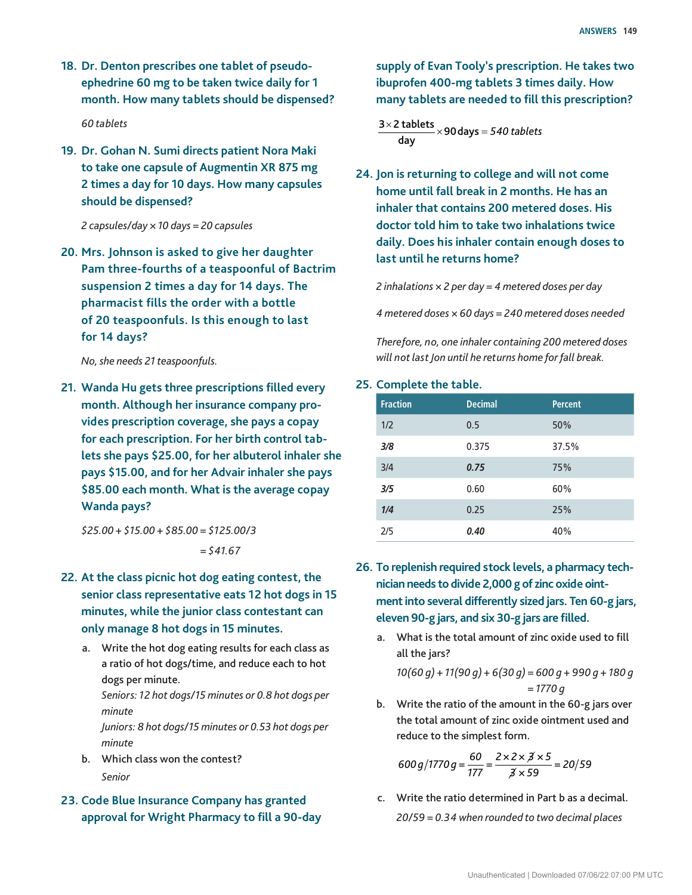**18. Dr. Denton prescribes one tablet of pseudo-ephedrine 60 mg to be taken twice daily for 1 month. How many tablets should be dispensed?**

*60 tablets*

**19. Dr. Gohan N. Sumi directs patient Nora Maki to take one capsule of Augmentin XR 875 mg 2 times a day for 10 days. How many capsules should be dispensed?**

*2 capsules/day × 10 days = 20 capsules*

**20. Mrs. Johnson is asked to give her daughter Pam three-fourths of a teaspoonful of Bactrim suspension 2 times a day for 14 days. The pharmacist fills the order with a bottle of 20 teaspoonfuls. Is this enough to last for 14 days?**

*No, she needs 21 teaspoonfuls.*

**21. Wanda Hu gets three prescriptions filled every month. Although her insurance company provides prescription coverage, she pays a copay for each prescription. For her birth control tablets she pays $25.00, for her albuterol inhaler she pays $15.00, and for her Advair inhaler she pays $85.00 each month. What is the average copay Wanda pays?**

*$25.00 + $15.00 + $85.00 = $125.00/3*

*= $41.67*

**22. At the class picnic hot dog eating contest, the senior class representative eats 12 hot dogs in 15 minutes, while the junior class contestant can only manage 8 hot dogs in 15 minutes.**

a. Write the hot dog eating results for each class as a ratio of hot dogs/time, and reduce each to hot dogs per minute.

*Seniors: 12 hot dogs/15 minutes or 0.8 hot dogs per minute*

*Juniors: 8 hot dogs/15 minutes or 0.53 hot dogs per minute*

b. Which class won the contest?

*Senior*

**23. Code Blue Insurance Company has granted approval for Wright Pharmacy to fill a 90-day supply of Evan Tooly's prescription. He takes two ibuprofen 400-mg tablets 3 times daily. How many tablets are needed to fill this prescription?**

$$\frac{3 \times 2 \text{ tablets}}{\text{day}} \times 90 \text{ days} = 540 \text{ tablets}$$

**24. Jon is returning to college and will not come home until fall break in 2 months. He has an inhaler that contains 200 metered doses. His doctor told him to take two inhalations twice daily. Does his inhaler contain enough doses to last until he returns home?**

*2 inhalations × 2 per day = 4 metered doses per day*

*4 metered doses × 60 days = 240 metered doses needed*

*Therefore, no, one inhaler containing 200 metered doses will not last Jon until he returns home for fall break.*

**25. Complete the table.**

| Fraction | Decimal | Percent |
| --- | --- | --- |
| 1/2 | 0.5 | 50% |
| ***3/8*** | 0.375 | 37.5% |
| 3/4 | ***0.75*** | 75% |
| ***3/5*** | 0.60 | 60% |
| ***1/4*** | 0.25 | 25% |
| 2/5 | ***0.40*** | 40% |

**26. To replenish required stock levels, a pharmacy technician needs to divide 2,000 g of zinc oxide ointment into several differently sized jars. Ten 60-g jars, eleven 90-g jars, and six 30-g jars are filled.**

a. What is the total amount of zinc oxide used to fill all the jars?

$$10(60\text{ g}) + 11(90\text{ g}) + 6(30\text{ g}) = 600\text{ g} + 990\text{ g} + 180\text{ g} = 1770\text{ g}$$

b. Write the ratio of the amount in the 60-g jars over the total amount of zinc oxide ointment used and reduce to the simplest form.

$$600\text{ g}/1770\text{ g} = \frac{60}{177} = \frac{2 \times 2 \times \cancel{3} \times 5}{\cancel{3} \times 59} = 20/59$$

c. Write the ratio determined in Part b as a decimal.

*20/59 = 0.34 when rounded to two decimal places*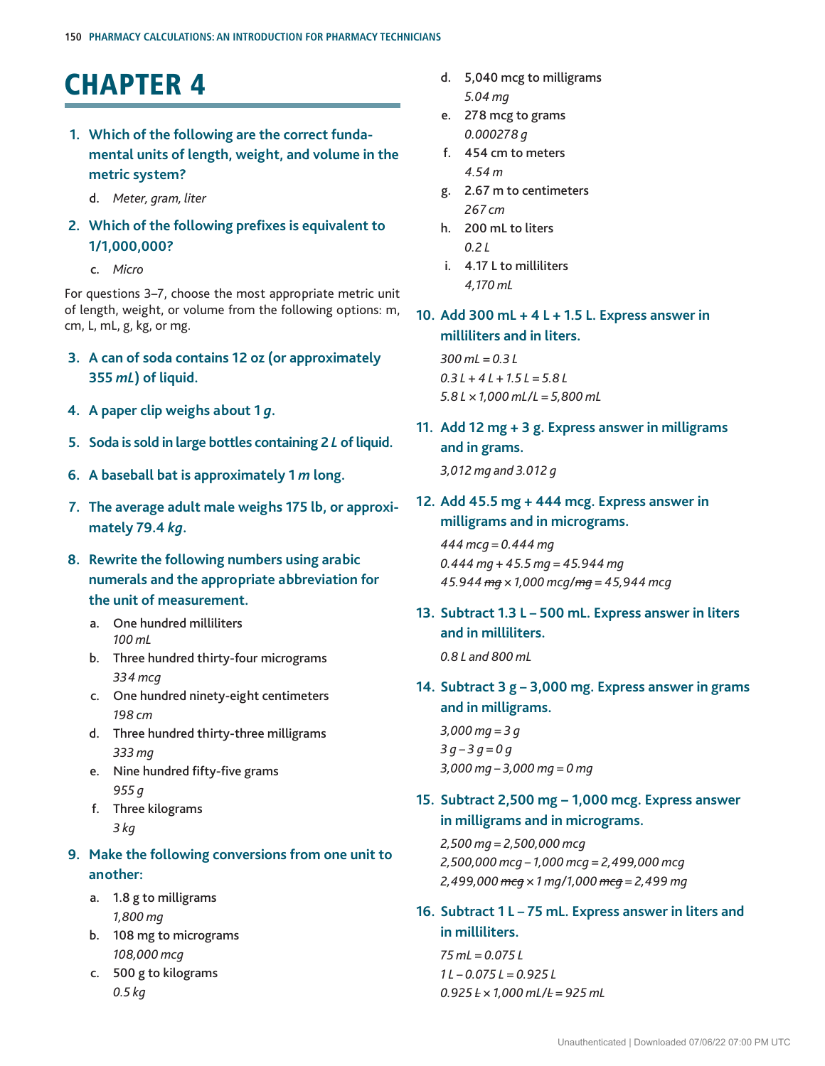# CHAPTER 4

1. **Which of the following are the correct fundamental units of length, weight, and volume in the metric system?**

   d. *Meter, gram, liter*

2. **Which of the following prefixes is equivalent to 1/1,000,000?**

   c. *Micro*

For questions 3–7, choose the most appropriate metric unit of length, weight, or volume from the following options: m, cm, L, mL, g, kg, or mg.

3. **A can of soda contains 12 oz (or approximately 355 *mL*) of liquid.**

4. **A paper clip weighs about 1 *g*.**

5. **Soda is sold in large bottles containing 2 *L* of liquid.**

6. **A baseball bat is approximately 1 *m* long.**

7. **The average adult male weighs 175 lb, or approximately 79.4 *kg*.**

8. **Rewrite the following numbers using arabic numerals and the appropriate abbreviation for the unit of measurement.**

   a. One hundred milliliters
      *100 mL*
   b. Three hundred thirty-four micrograms
      *334 mcg*
   c. One hundred ninety-eight centimeters
      *198 cm*
   d. Three hundred thirty-three milligrams
      *333 mg*
   e. Nine hundred fifty-five grams
      *955 g*
   f. Three kilograms
      *3 kg*

9. **Make the following conversions from one unit to another:**

   a. 1.8 g to milligrams
      *1,800 mg*
   b. 108 mg to micrograms
      *108,000 mcg*
   c. 500 g to kilograms
      *0.5 kg*
   d. 5,040 mcg to milligrams
      *5.04 mg*
   e. 278 mcg to grams
      *0.000278 g*
   f. 454 cm to meters
      *4.54 m*
   g. 2.67 m to centimeters
      *267 cm*
   h. 200 mL to liters
      *0.2 L*
   i. 4.17 L to milliliters
      *4,170 mL*

10. **Add 300 mL + 4 L + 1.5 L. Express answer in milliliters and in liters.**

    *300 mL = 0.3 L*
    *0.3 L + 4 L + 1.5 L = 5.8 L*
    *5.8 L × 1,000 mL/L = 5,800 mL*

11. **Add 12 mg + 3 g. Express answer in milligrams and in grams.**

    *3,012 mg and 3.012 g*

12. **Add 45.5 mg + 444 mcg. Express answer in milligrams and in micrograms.**

    *444 mcg = 0.444 mg*
    *0.444 mg + 45.5 mg = 45.944 mg*
    *45.944 ~~mg~~ × 1,000 mcg/~~mg~~ = 45,944 mcg*

13. **Subtract 1.3 L – 500 mL. Express answer in liters and in milliliters.**

    *0.8 L and 800 mL*

14. **Subtract 3 g – 3,000 mg. Express answer in grams and in milligrams.**

    *3,000 mg = 3 g*
    *3 g – 3 g = 0 g*
    *3,000 mg – 3,000 mg = 0 mg*

15. **Subtract 2,500 mg – 1,000 mcg. Express answer in milligrams and in micrograms.**

    *2,500 mg = 2,500,000 mcg*
    *2,500,000 mcg – 1,000 mcg = 2,499,000 mcg*
    *2,499,000 ~~mcg~~ × 1 mg/1,000 ~~mcg~~ = 2,499 mg*

16. **Subtract 1 L – 75 mL. Express answer in liters and in milliliters.**

    *75 mL = 0.075 L*
    *1 L – 0.075 L = 0.925 L*
    *0.925 ~~L~~ × 1,000 mL/~~L~~ = 925 mL*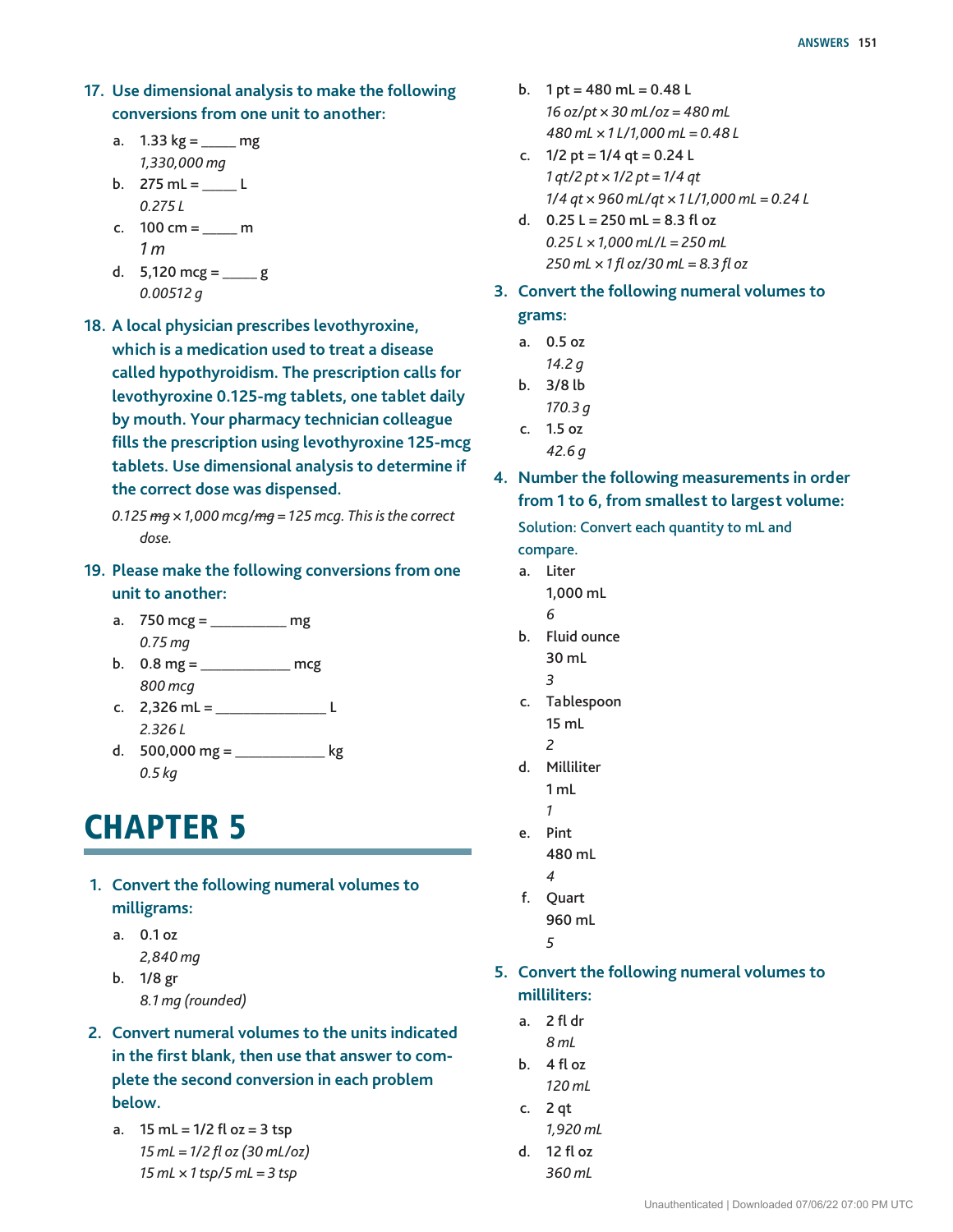17. **Use dimensional analysis to make the following conversions from one unit to another:**
    a. 1.33 kg = _____ mg
       *1,330,000 mg*
    b. 275 mL = _____ L
       *0.275 L*
    c. 100 cm = _____ m
       *1 m*
    d. 5,120 mcg = _____ g
       *0.00512 g*

18. **A local physician prescribes levothyroxine, which is a medication used to treat a disease called hypothyroidism. The prescription calls for levothyroxine 0.125-mg tablets, one tablet daily by mouth. Your pharmacy technician colleague fills the prescription using levothyroxine 125-mcg tablets. Use dimensional analysis to determine if the correct dose was dispensed.**

    *0.125 ~~mg~~ × 1,000 mcg/~~mg~~ = 125 mcg. This is the correct dose.*

19. **Please make the following conversions from one unit to another:**
    a. 750 mcg = __________ mg
       *0.75 mg*
    b. 0.8 mg = ____________ mcg
       *800 mcg*
    c. 2,326 mL = _______________ L
       *2.326 L*
    d. 500,000 mg = ____________ kg
       *0.5 kg*

# CHAPTER 5

1. **Convert the following numeral volumes to milligrams:**
   a. 0.1 oz
      *2,840 mg*
   b. 1/8 gr
      *8.1 mg (rounded)*

2. **Convert numeral volumes to the units indicated in the first blank, then use that answer to complete the second conversion in each problem below.**
   a. 15 mL = 1/2 fl oz = 3 tsp
      *15 mL = 1/2 fl oz (30 mL/oz)*
      *15 mL × 1 tsp/5 mL = 3 tsp*
   b. 1 pt = 480 mL = 0.48 L
      *16 oz/pt × 30 mL/oz = 480 mL*
      *480 mL × 1 L/1,000 mL = 0.48 L*
   c. 1/2 pt = 1/4 qt = 0.24 L
      *1 qt/2 pt × 1/2 pt = 1/4 qt*
      *1/4 qt × 960 mL/qt × 1 L/1,000 mL = 0.24 L*
   d. 0.25 L = 250 mL = 8.3 fl oz
      *0.25 L × 1,000 mL/L = 250 mL*
      *250 mL × 1 fl oz/30 mL = 8.3 fl oz*

3. **Convert the following numeral volumes to grams:**
   a. 0.5 oz
      *14.2 g*
   b. 3/8 lb
      *170.3 g*
   c. 1.5 oz
      *42.6 g*

4. **Number the following measurements in order from 1 to 6, from smallest to largest volume:**

   Solution: Convert each quantity to mL and compare.

   a. Liter
      1,000 mL
      *6*
   b. Fluid ounce
      30 mL
      *3*
   c. Tablespoon
      15 mL
      *2*
   d. Milliliter
      1 mL
      *1*
   e. Pint
      480 mL
      *4*
   f. Quart
      960 mL
      *5*

5. **Convert the following numeral volumes to milliliters:**
   a. 2 fl dr
      *8 mL*
   b. 4 fl oz
      *120 mL*
   c. 2 qt
      *1,920 mL*
   d. 12 fl oz
      *360 mL*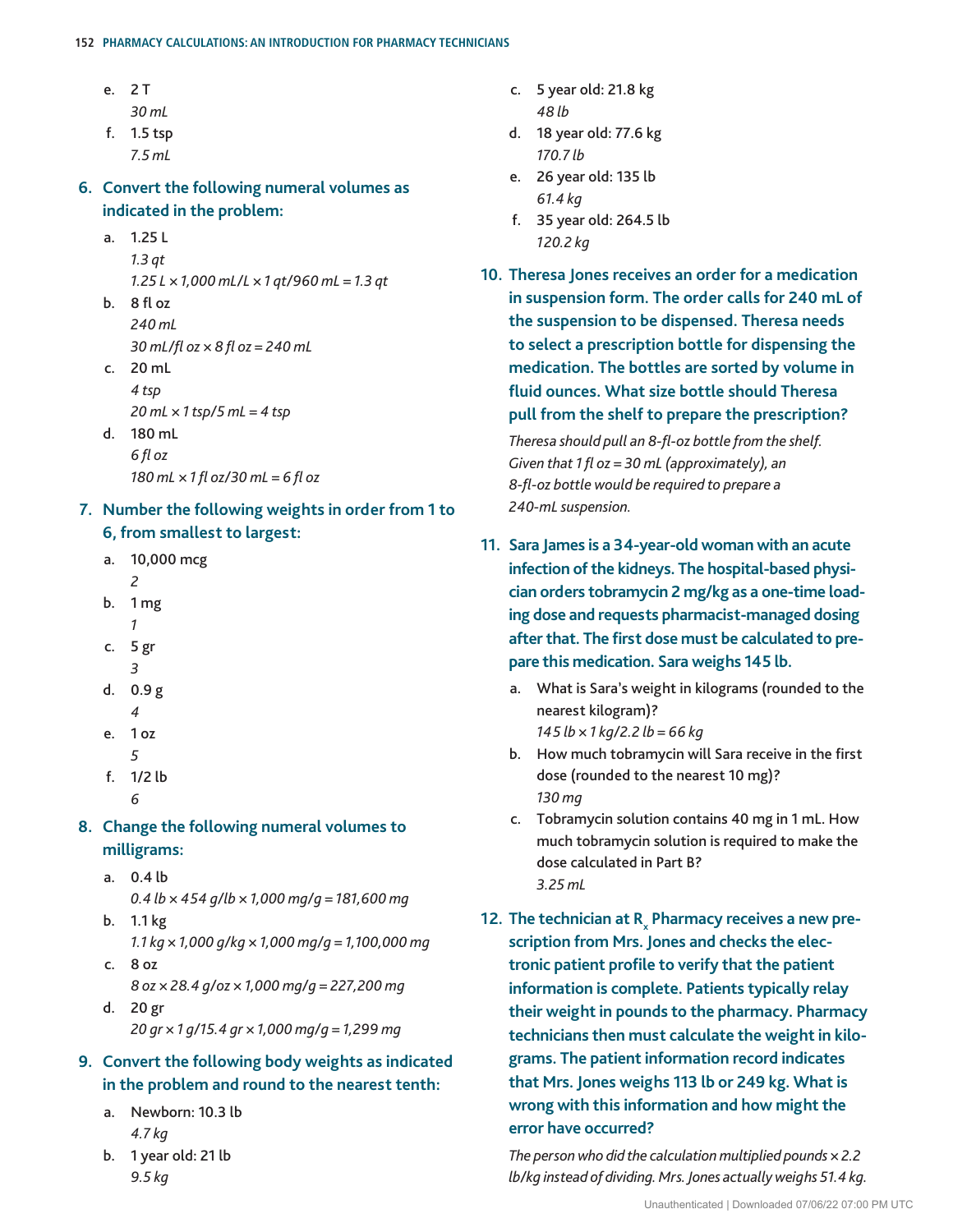e. 2 T

   *30 mL*

f. 1.5 tsp

   *7.5 mL*

**6. Convert the following numeral volumes as indicated in the problem:**

a. 1.25 L

   *1.3 qt*

   *1.25 L × 1,000 mL/L × 1 qt/960 mL = 1.3 qt*

b. 8 fl oz

   *240 mL*

   *30 mL/fl oz × 8 fl oz = 240 mL*

c. 20 mL

   *4 tsp*

   *20 mL × 1 tsp/5 mL = 4 tsp*

d. 180 mL

   *6 fl oz*

   *180 mL × 1 fl oz/30 mL = 6 fl oz*

**7. Number the following weights in order from 1 to 6, from smallest to largest:**

a. 10,000 mcg

   *2*

b. 1 mg

   *1*

c. 5 gr

   *3*

d. 0.9 g

   *4*

e. 1 oz

   *5*

f. 1/2 lb

   *6*

**8. Change the following numeral volumes to milligrams:**

a. 0.4 lb

   *0.4 lb × 454 g/lb × 1,000 mg/g = 181,600 mg*

b. 1.1 kg

   *1.1 kg × 1,000 g/kg × 1,000 mg/g = 1,100,000 mg*

c. 8 oz

   *8 oz × 28.4 g/oz × 1,000 mg/g = 227,200 mg*

d. 20 gr

   *20 gr × 1 g/15.4 gr × 1,000 mg/g = 1,299 mg*

**9. Convert the following body weights as indicated in the problem and round to the nearest tenth:**

a. Newborn: 10.3 lb

   *4.7 kg*

b. 1 year old: 21 lb

   *9.5 kg*

c. 5 year old: 21.8 kg

   *48 lb*

d. 18 year old: 77.6 kg

   *170.7 lb*

e. 26 year old: 135 lb

   *61.4 kg*

f. 35 year old: 264.5 lb

   *120.2 kg*

**10. Theresa Jones receives an order for a medication in suspension form. The order calls for 240 mL of the suspension to be dispensed. Theresa needs to select a prescription bottle for dispensing the medication. The bottles are sorted by volume in fluid ounces. What size bottle should Theresa pull from the shelf to prepare the prescription?**

*Theresa should pull an 8-fl-oz bottle from the shelf. Given that 1 fl oz = 30 mL (approximately), an 8-fl-oz bottle would be required to prepare a 240-mL suspension.*

**11. Sara James is a 34-year-old woman with an acute infection of the kidneys. The hospital-based physician orders tobramycin 2 mg/kg as a one-time loading dose and requests pharmacist-managed dosing after that. The first dose must be calculated to prepare this medication. Sara weighs 145 lb.**

a. What is Sara's weight in kilograms (rounded to the nearest kilogram)?

   *145 lb × 1 kg/2.2 lb = 66 kg*

b. How much tobramycin will Sara receive in the first dose (rounded to the nearest 10 mg)?

   *130 mg*

c. Tobramycin solution contains 40 mg in 1 mL. How much tobramycin solution is required to make the dose calculated in Part B?

   *3.25 mL*

**12. The technician at $R_x$ Pharmacy receives a new prescription from Mrs. Jones and checks the electronic patient profile to verify that the patient information is complete. Patients typically relay their weight in pounds to the pharmacy. Pharmacy technicians then must calculate the weight in kilograms. The patient information record indicates that Mrs. Jones weighs 113 lb or 249 kg. What is wrong with this information and how might the error have occurred?**

*The person who did the calculation multiplied pounds × 2.2 lb/kg instead of dividing. Mrs. Jones actually weighs 51.4 kg.*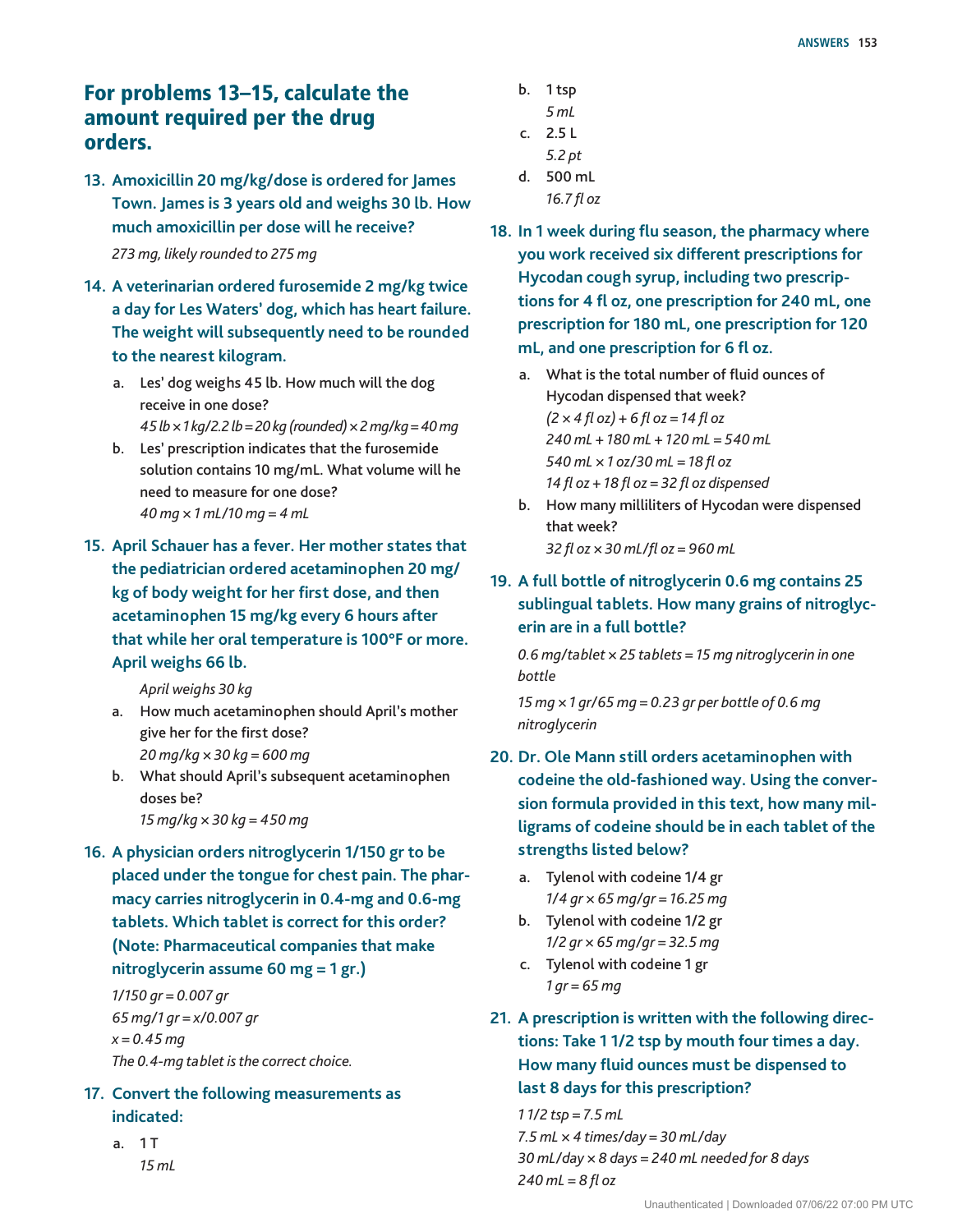## For problems 13–15, calculate the amount required per the drug orders.

**13. Amoxicillin 20 mg/kg/dose is ordered for James Town. James is 3 years old and weighs 30 lb. How much amoxicillin per dose will he receive?**

*273 mg, likely rounded to 275 mg*

**14. A veterinarian ordered furosemide 2 mg/kg twice a day for Les Waters' dog, which has heart failure. The weight will subsequently need to be rounded to the nearest kilogram.**

a. Les' dog weighs 45 lb. How much will the dog receive in one dose?
*45 lb × 1 kg/2.2 lb = 20 kg (rounded) × 2 mg/kg = 40 mg*

b. Les' prescription indicates that the furosemide solution contains 10 mg/mL. What volume will he need to measure for one dose?
*40 mg × 1 mL/10 mg = 4 mL*

**15. April Schauer has a fever. Her mother states that the pediatrician ordered acetaminophen 20 mg/kg of body weight for her first dose, and then acetaminophen 15 mg/kg every 6 hours after that while her oral temperature is 100°F or more. April weighs 66 lb.**

*April weighs 30 kg*

a. How much acetaminophen should April's mother give her for the first dose?
*20 mg/kg × 30 kg = 600 mg*

b. What should April's subsequent acetaminophen doses be?
*15 mg/kg × 30 kg = 450 mg*

**16. A physician orders nitroglycerin 1/150 gr to be placed under the tongue for chest pain. The pharmacy carries nitroglycerin in 0.4-mg and 0.6-mg tablets. Which tablet is correct for this order? (Note: Pharmaceutical companies that make nitroglycerin assume 60 mg = 1 gr.)**

*1/150 gr = 0.007 gr*
*65 mg/1 gr = x/0.007 gr*
*x = 0.45 mg*
*The 0.4-mg tablet is the correct choice.*

**17. Convert the following measurements as indicated:**

a. 1 T
*15 mL*

b. 1 tsp
*5 mL*

c. 2.5 L
*5.2 pt*

d. 500 mL
*16.7 fl oz*

**18. In 1 week during flu season, the pharmacy where you work received six different prescriptions for Hycodan cough syrup, including two prescriptions for 4 fl oz, one prescription for 240 mL, one prescription for 180 mL, one prescription for 120 mL, and one prescription for 6 fl oz.**

a. What is the total number of fluid ounces of Hycodan dispensed that week?
*(2 × 4 fl oz) + 6 fl oz = 14 fl oz*
*240 mL + 180 mL + 120 mL = 540 mL*
*540 mL × 1 oz/30 mL = 18 fl oz*
*14 fl oz + 18 fl oz = 32 fl oz dispensed*

b. How many milliliters of Hycodan were dispensed that week?
*32 fl oz × 30 mL/fl oz = 960 mL*

**19. A full bottle of nitroglycerin 0.6 mg contains 25 sublingual tablets. How many grains of nitroglycerin are in a full bottle?**

*0.6 mg/tablet × 25 tablets = 15 mg nitroglycerin in one bottle*

*15 mg × 1 gr/65 mg = 0.23 gr per bottle of 0.6 mg nitroglycerin*

**20. Dr. Ole Mann still orders acetaminophen with codeine the old-fashioned way. Using the conversion formula provided in this text, how many milligrams of codeine should be in each tablet of the strengths listed below?**

a. Tylenol with codeine 1/4 gr
*1/4 gr × 65 mg/gr = 16.25 mg*

b. Tylenol with codeine 1/2 gr
*1/2 gr × 65 mg/gr = 32.5 mg*

c. Tylenol with codeine 1 gr
*1 gr = 65 mg*

**21. A prescription is written with the following directions: Take 1 1/2 tsp by mouth four times a day. How many fluid ounces must be dispensed to last 8 days for this prescription?**

*1 1/2 tsp = 7.5 mL*
*7.5 mL × 4 times/day = 30 mL/day*
*30 mL/day × 8 days = 240 mL needed for 8 days*
*240 mL = 8 fl oz*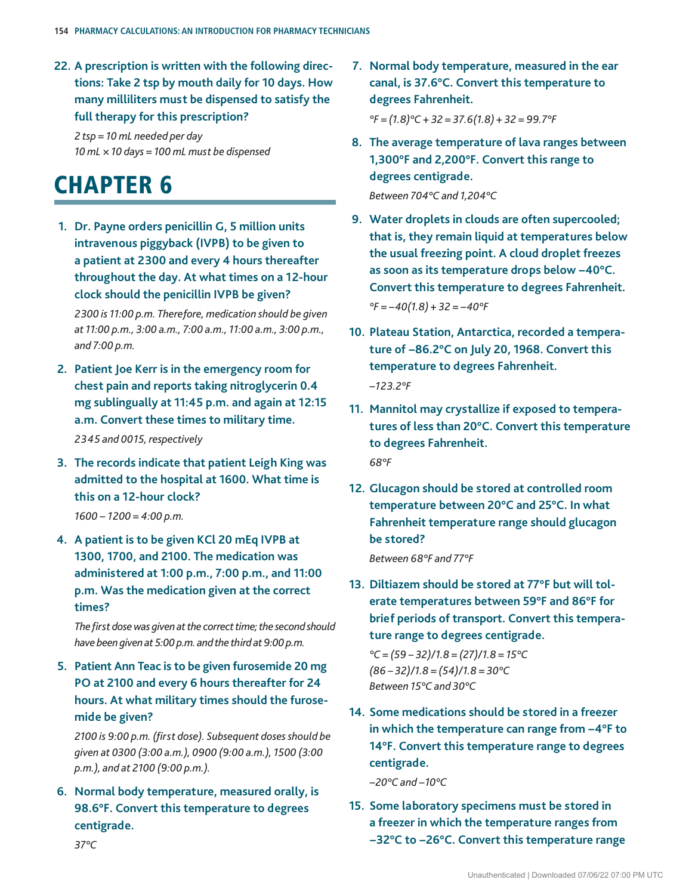**22. A prescription is written with the following directions: Take 2 tsp by mouth daily for 10 days. How many milliliters must be dispensed to satisfy the full therapy for this prescription?**

*2 tsp = 10 mL needed per day*
*10 mL × 10 days = 100 mL must be dispensed*

# CHAPTER 6

**1. Dr. Payne orders penicillin G, 5 million units intravenous piggyback (IVPB) to be given to a patient at 2300 and every 4 hours thereafter throughout the day. At what times on a 12-hour clock should the penicillin IVPB be given?**

*2300 is 11:00 p.m. Therefore, medication should be given at 11:00 p.m., 3:00 a.m., 7:00 a.m., 11:00 a.m., 3:00 p.m., and 7:00 p.m.*

**2. Patient Joe Kerr is in the emergency room for chest pain and reports taking nitroglycerin 0.4 mg sublingually at 11:45 p.m. and again at 12:15 a.m. Convert these times to military time.**

*2345 and 0015, respectively*

**3. The records indicate that patient Leigh King was admitted to the hospital at 1600. What time is this on a 12-hour clock?**

*1600 – 1200 = 4:00 p.m.*

**4. A patient is to be given KCl 20 mEq IVPB at 1300, 1700, and 2100. The medication was administered at 1:00 p.m., 7:00 p.m., and 11:00 p.m. Was the medication given at the correct times?**

*The first dose was given at the correct time; the second should have been given at 5:00 p.m. and the third at 9:00 p.m.*

**5. Patient Ann Teac is to be given furosemide 20 mg PO at 2100 and every 6 hours thereafter for 24 hours. At what military times should the furosemide be given?**

*2100 is 9:00 p.m. (first dose). Subsequent doses should be given at 0300 (3:00 a.m.), 0900 (9:00 a.m.), 1500 (3:00 p.m.), and at 2100 (9:00 p.m.).*

**6. Normal body temperature, measured orally, is 98.6°F. Convert this temperature to degrees centigrade.**

*37°C*

**7. Normal body temperature, measured in the ear canal, is 37.6°C. Convert this temperature to degrees Fahrenheit.**

*°F = (1.8)°C + 32 = 37.6(1.8) + 32 = 99.7°F*

**8. The average temperature of lava ranges between 1,300°F and 2,200°F. Convert this range to degrees centigrade.**

*Between 704°C and 1,204°C*

**9. Water droplets in clouds are often supercooled; that is, they remain liquid at temperatures below the usual freezing point. A cloud droplet freezes as soon as its temperature drops below –40°C. Convert this temperature to degrees Fahrenheit.**

*°F = –40(1.8) + 32 = –40°F*

**10. Plateau Station, Antarctica, recorded a temperature of –86.2°C on July 20, 1968. Convert this temperature to degrees Fahrenheit.**

*–123.2°F*

**11. Mannitol may crystallize if exposed to temperatures of less than 20°C. Convert this temperature to degrees Fahrenheit.**

*68°F*

**12. Glucagon should be stored at controlled room temperature between 20°C and 25°C. In what Fahrenheit temperature range should glucagon be stored?**

*Between 68°F and 77°F*

**13. Diltiazem should be stored at 77°F but will tolerate temperatures between 59°F and 86°F for brief periods of transport. Convert this temperature range to degrees centigrade.**

*°C = (59 – 32)/1.8 = (27)/1.8 = 15°C*
*(86 – 32)/1.8 = (54)/1.8 = 30°C*
*Between 15°C and 30°C*

**14. Some medications should be stored in a freezer in which the temperature can range from –4°F to 14°F. Convert this temperature range to degrees centigrade.**

*–20°C and –10°C*

**15. Some laboratory specimens must be stored in a freezer in which the temperature ranges from –32°C to –26°C. Convert this temperature range**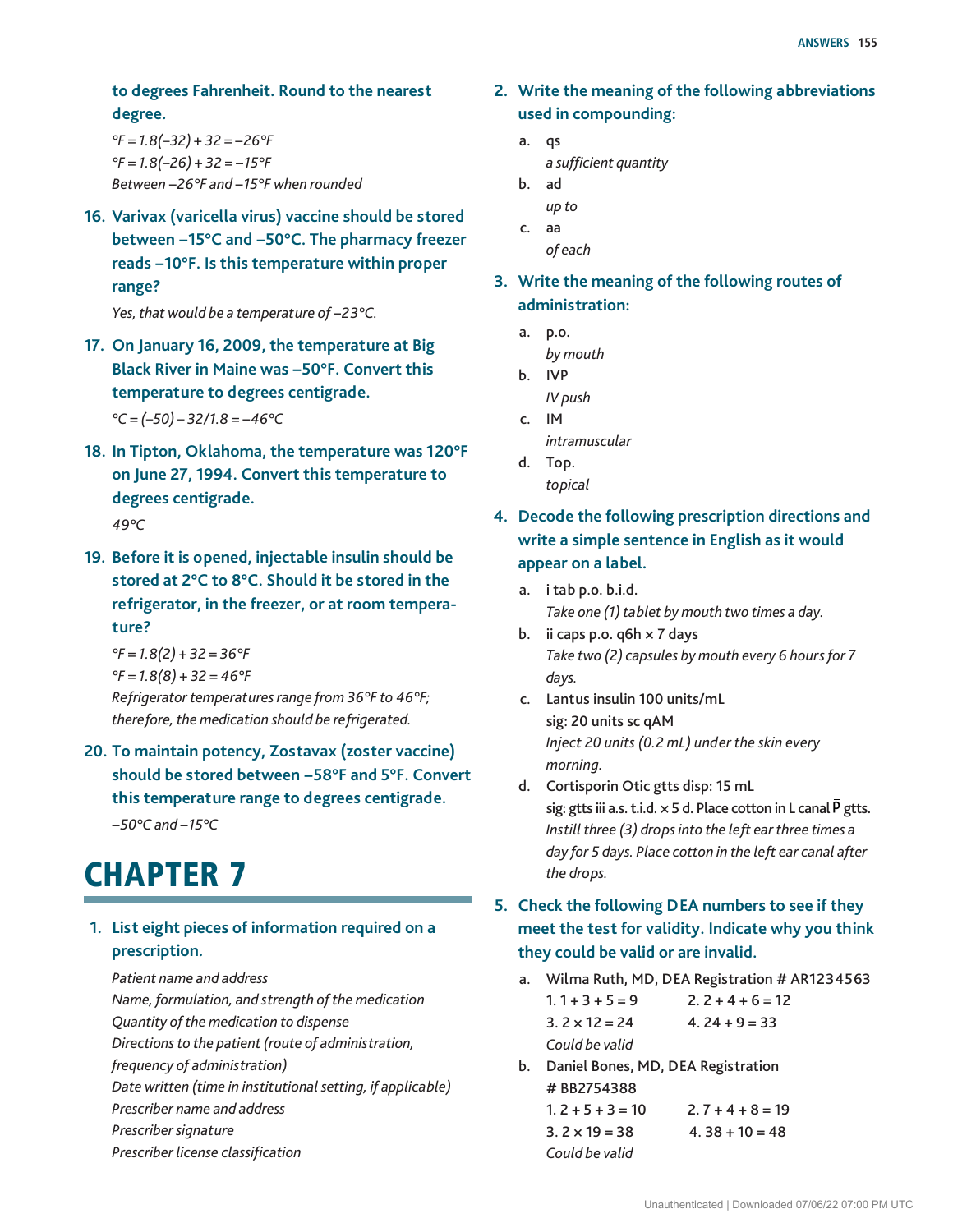to degrees Fahrenheit. Round to the nearest degree.

*°F = 1.8(–32) + 32 = –26°F*
*°F = 1.8(–26) + 32 = –15°F*
*Between –26°F and –15°F when rounded*

**16. Varivax (varicella virus) vaccine should be stored between –15°C and –50°C. The pharmacy freezer reads –10°F. Is this temperature within proper range?**

*Yes, that would be a temperature of –23°C.*

**17. On January 16, 2009, the temperature at Big Black River in Maine was –50°F. Convert this temperature to degrees centigrade.**

*°C = (–50) – 32/1.8 = –46°C*

**18. In Tipton, Oklahoma, the temperature was 120°F on June 27, 1994. Convert this temperature to degrees centigrade.**

*49°C*

**19. Before it is opened, injectable insulin should be stored at 2°C to 8°C. Should it be stored in the refrigerator, in the freezer, or at room temperature?**

*°F = 1.8(2) + 32 = 36°F*
*°F = 1.8(8) + 32 = 46°F*
*Refrigerator temperatures range from 36°F to 46°F; therefore, the medication should be refrigerated.*

**20. To maintain potency, Zostavax (zoster vaccine) should be stored between –58°F and 5°F. Convert this temperature range to degrees centigrade.**

*–50°C and –15°C*

# CHAPTER 7

**1. List eight pieces of information required on a prescription.**

*Patient name and address*
*Name, formulation, and strength of the medication*
*Quantity of the medication to dispense*
*Directions to the patient (route of administration, frequency of administration)*
*Date written (time in institutional setting, if applicable)*
*Prescriber name and address*
*Prescriber signature*
*Prescriber license classification*

**2. Write the meaning of the following abbreviations used in compounding:**

a. qs
*a sufficient quantity*

b. ad
*up to*

c. aa
*of each*

**3. Write the meaning of the following routes of administration:**

a. p.o.
*by mouth*

b. IVP
*IV push*

c. IM
*intramuscular*

d. Top.
*topical*

**4. Decode the following prescription directions and write a simple sentence in English as it would appear on a label.**

a. i tab p.o. b.i.d.
*Take one (1) tablet by mouth two times a day.*

b. ii caps p.o. q6h × 7 days
*Take two (2) capsules by mouth every 6 hours for 7 days.*

c. Lantus insulin 100 units/mL
sig: 20 units sc qAM
*Inject 20 units (0.2 mL) under the skin every morning.*

d. Cortisporin Otic gtts disp: 15 mL
sig: gtts iii a.s. t.i.d. × 5 d. Place cotton in L canal $\bar{P}$ gtts.
*Instill three (3) drops into the left ear three times a day for 5 days. Place cotton in the left ear canal after the drops.*

**5. Check the following DEA numbers to see if they meet the test for validity. Indicate why you think they could be valid or are invalid.**

a. Wilma Ruth, MD, DEA Registration # AR1234563
1. 1 + 3 + 5 = 9 2. 2 + 4 + 6 = 12
3. 2 × 12 = 24 4. 24 + 9 = 33
*Could be valid*

b. Daniel Bones, MD, DEA Registration # BB2754388
1. 2 + 5 + 3 = 10 2. 7 + 4 + 8 = 19
3. 2 × 19 = 38 4. 38 + 10 = 48
*Could be valid*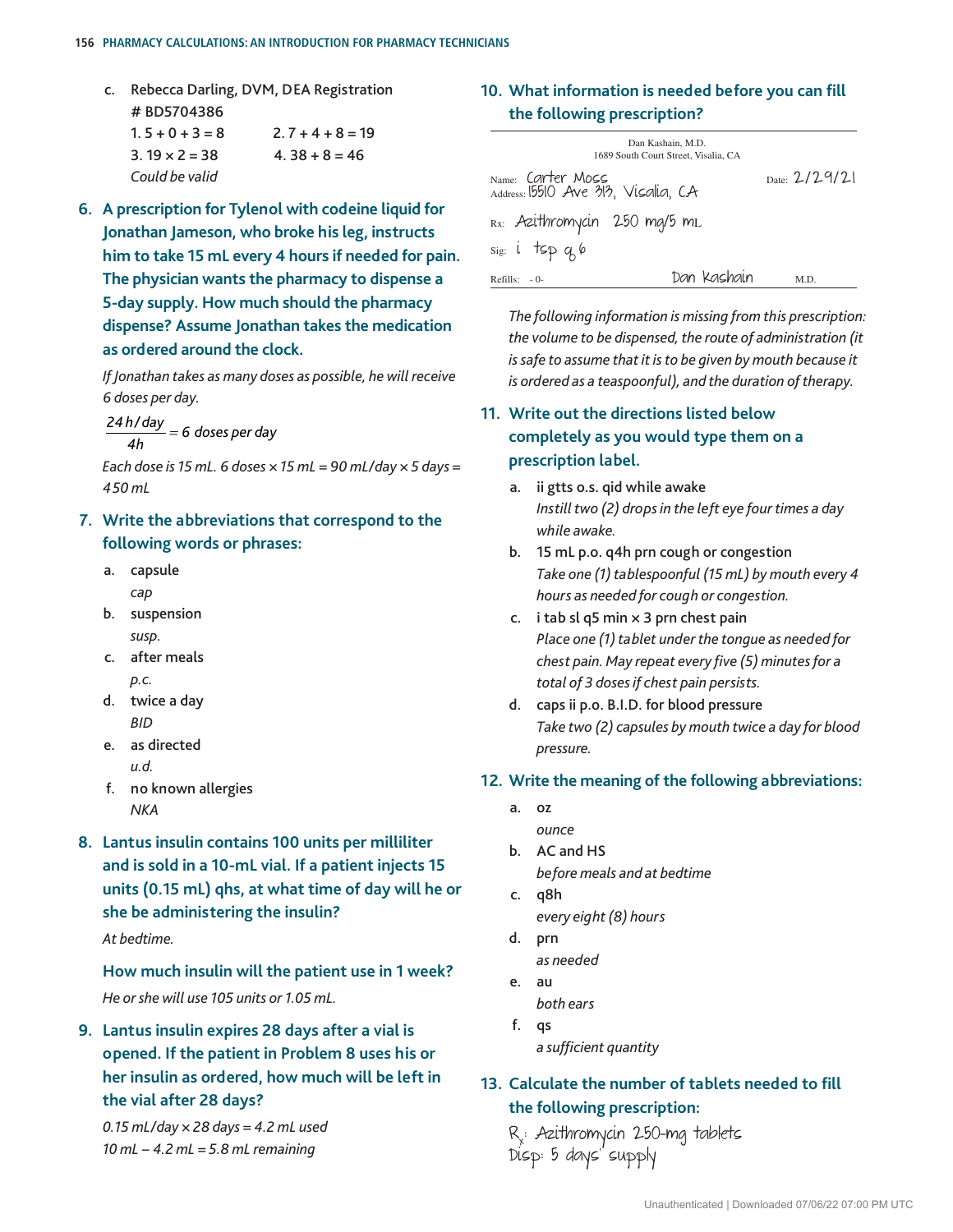c. Rebecca Darling, DVM, DEA Registration # BD5704386

1. 5 + 0 + 3 = 8 &nbsp;&nbsp;&nbsp; 2. 7 + 4 + 8 = 19

3. 19 × 2 = 38 &nbsp;&nbsp;&nbsp; 4. 38 + 8 = 46

*Could be valid*

**6. A prescription for Tylenol with codeine liquid for Jonathan Jameson, who broke his leg, instructs him to take 15 mL every 4 hours if needed for pain. The physician wants the pharmacy to dispense a 5-day supply. How much should the pharmacy dispense? Assume Jonathan takes the medication as ordered around the clock.**

*If Jonathan takes as many doses as possible, he will receive 6 doses per day.*

$$\frac{24\ h/day}{4h} = 6 \text{ doses per day}$$

*Each dose is 15 mL. 6 doses × 15 mL = 90 mL/day × 5 days = 450 mL*

**7. Write the abbreviations that correspond to the following words or phrases:**

a. capsule
*cap*

b. suspension
*susp.*

c. after meals
*p.c.*

d. twice a day
*BID*

e. as directed
*u.d.*

f. no known allergies
*NKA*

**8. Lantus insulin contains 100 units per milliliter and is sold in a 10-mL vial. If a patient injects 15 units (0.15 mL) qhs, at what time of day will he or she be administering the insulin?**

*At bedtime.*

**How much insulin will the patient use in 1 week?**

*He or she will use 105 units or 1.05 mL.*

**9. Lantus insulin expires 28 days after a vial is opened. If the patient in Problem 8 uses his or her insulin as ordered, how much will be left in the vial after 28 days?**

*0.15 mL/day × 28 days = 4.2 mL used*
*10 mL – 4.2 mL = 5.8 mL remaining*

**10. What information is needed before you can fill the following prescription?**

Dan Kashain, M.D.
1689 South Court Street, Visalia, CA

Name: Carter Moss &nbsp;&nbsp;&nbsp; Date: 2/29/21
Address: 15510 Ave 313, Visalia, CA

Rx: Azithromycin 250 mg/5 mL

Sig: i tsp q 6

Refills: -0- &nbsp;&nbsp;&nbsp; Dan Kashain M.D.

*The following information is missing from this prescription: the volume to be dispensed, the route of administration (it is safe to assume that it is to be given by mouth because it is ordered as a teaspoonful), and the duration of therapy.*

**11. Write out the directions listed below completely as you would type them on a prescription label.**

a. ii gtts o.s. qid while awake
*Instill two (2) drops in the left eye four times a day while awake.*

b. 15 mL p.o. q4h prn cough or congestion
*Take one (1) tablespoonful (15 mL) by mouth every 4 hours as needed for cough or congestion.*

c. i tab sl q5 min × 3 prn chest pain
*Place one (1) tablet under the tongue as needed for chest pain. May repeat every five (5) minutes for a total of 3 doses if chest pain persists.*

d. caps ii p.o. B.I.D. for blood pressure
*Take two (2) capsules by mouth twice a day for blood pressure.*

**12. Write the meaning of the following abbreviations:**

a. oz
*ounce*

b. AC and HS
*before meals and at bedtime*

c. q8h
*every eight (8) hours*

d. prn
*as needed*

e. au
*both ears*

f. qs
*a sufficient quantity*

**13. Calculate the number of tablets needed to fill the following prescription:**

Rx: Azithromycin 250-mg tablets
Disp: 5 days' supply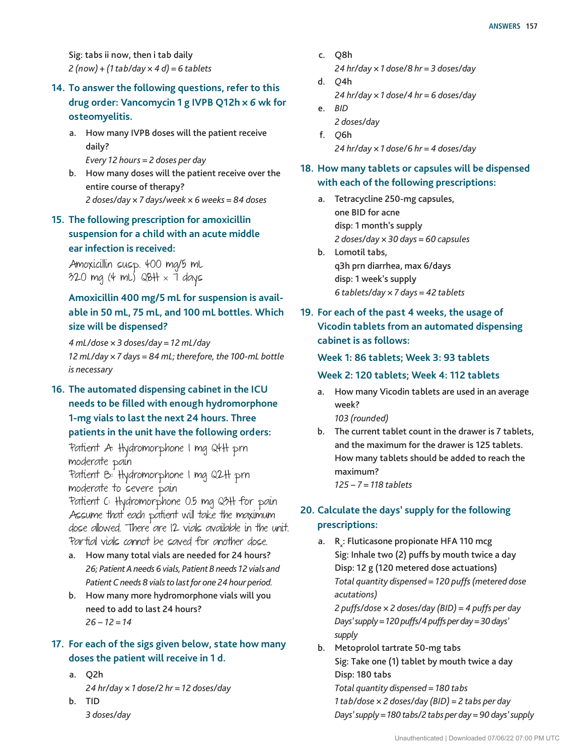Sig: tabs ii now, then i tab daily
*2 (now) + (1 tab/day × 4 d) = 6 tablets*

**14. To answer the following questions, refer to this drug order: Vancomycin 1 g IVPB Q12h × 6 wk for osteomyelitis.**

a. How many IVPB doses will the patient receive daily?
*Every 12 hours = 2 doses per day*

b. How many doses will the patient receive over the entire course of therapy?
*2 doses/day × 7 days/week × 6 weeks = 84 doses*

**15. The following prescription for amoxicillin suspension for a child with an acute middle ear infection is received:**

Amoxicillin susp. 400 mg/5 mL
320 mg (4 mL) Q8H × 7 days

**Amoxicillin 400 mg/5 mL for suspension is available in 50 mL, 75 mL, and 100 mL bottles. Which size will be dispensed?**

*4 mL/dose × 3 doses/day = 12 mL/day*
*12 mL/day × 7 days = 84 mL; therefore, the 100-mL bottle is necessary*

**16. The automated dispensing cabinet in the ICU needs to be filled with enough hydromorphone 1-mg vials to last the next 24 hours. Three patients in the unit have the following orders:**

Patient A: Hydromorphone 1 mg Q4H prn moderate pain
Patient B: Hydromorphone 1 mg Q2H prn moderate to severe pain
Patient C: Hydromorphone 0.5 mg Q3H for pain
Assume that each patient will take the maximum dose allowed. There are 12 vials available in the unit. Partial vials cannot be saved for another dose.

a. How many total vials are needed for 24 hours?
*26; Patient A needs 6 vials, Patient B needs 12 vials and Patient C needs 8 vials to last for one 24 hour period.*

b. How many more hydromorphone vials will you need to add to last 24 hours?
*26 – 12 = 14*

**17. For each of the sigs given below, state how many doses the patient will receive in 1 d.**

a. Q2h
*24 hr/day × 1 dose/2 hr = 12 doses/day*

b. TID
*3 doses/day*

c. Q8h
*24 hr/day × 1 dose/8 hr = 3 doses/day*

d. Q4h
*24 hr/day × 1 dose/4 hr = 6 doses/day*

e. *BID*
*2 doses/day*

f. *Q6h*
*24 hr/day × 1 dose/6 hr = 4 doses/day*

**18. How many tablets or capsules will be dispensed with each of the following prescriptions:**

a. Tetracycline 250-mg capsules,
one BID for acne
disp: 1 month's supply
*2 doses/day × 30 days = 60 capsules*

b. Lomotil tabs,
q3h prn diarrhea, max 6/days
disp: 1 week's supply
*6 tablets/day × 7 days = 42 tablets*

**19. For each of the past 4 weeks, the usage of Vicodin tablets from an automated dispensing cabinet is as follows:**

**Week 1: 86 tablets; Week 3: 93 tablets**

**Week 2: 120 tablets; Week 4: 112 tablets**

a. How many Vicodin tablets are used in an average week?
*103 (rounded)*

b. The current tablet count in the drawer is 7 tablets, and the maximum for the drawer is 125 tablets. How many tablets should be added to reach the maximum?
*125 – 7 = 118 tablets*

**20. Calculate the days' supply for the following prescriptions:**

a. $R_x$: Fluticasone propionate HFA 110 mcg
Sig: Inhale two (2) puffs by mouth twice a day
Disp: 12 g (120 metered dose actuations)
*Total quantity dispensed = 120 puffs (metered dose acutations)*
*2 puffs/dose × 2 doses/day (BID) = 4 puffs per day*
*Days' supply = 120 puffs/4 puffs per day = 30 days' supply*

b. Metoprolol tartrate 50-mg tabs
Sig: Take one (1) tablet by mouth twice a day
Disp: 180 tabs
*Total quantity dispensed = 180 tabs*
*1 tab/dose × 2 doses/day (BID) = 2 tabs per day*
*Days' supply = 180 tabs/2 tabs per day = 90 days' supply*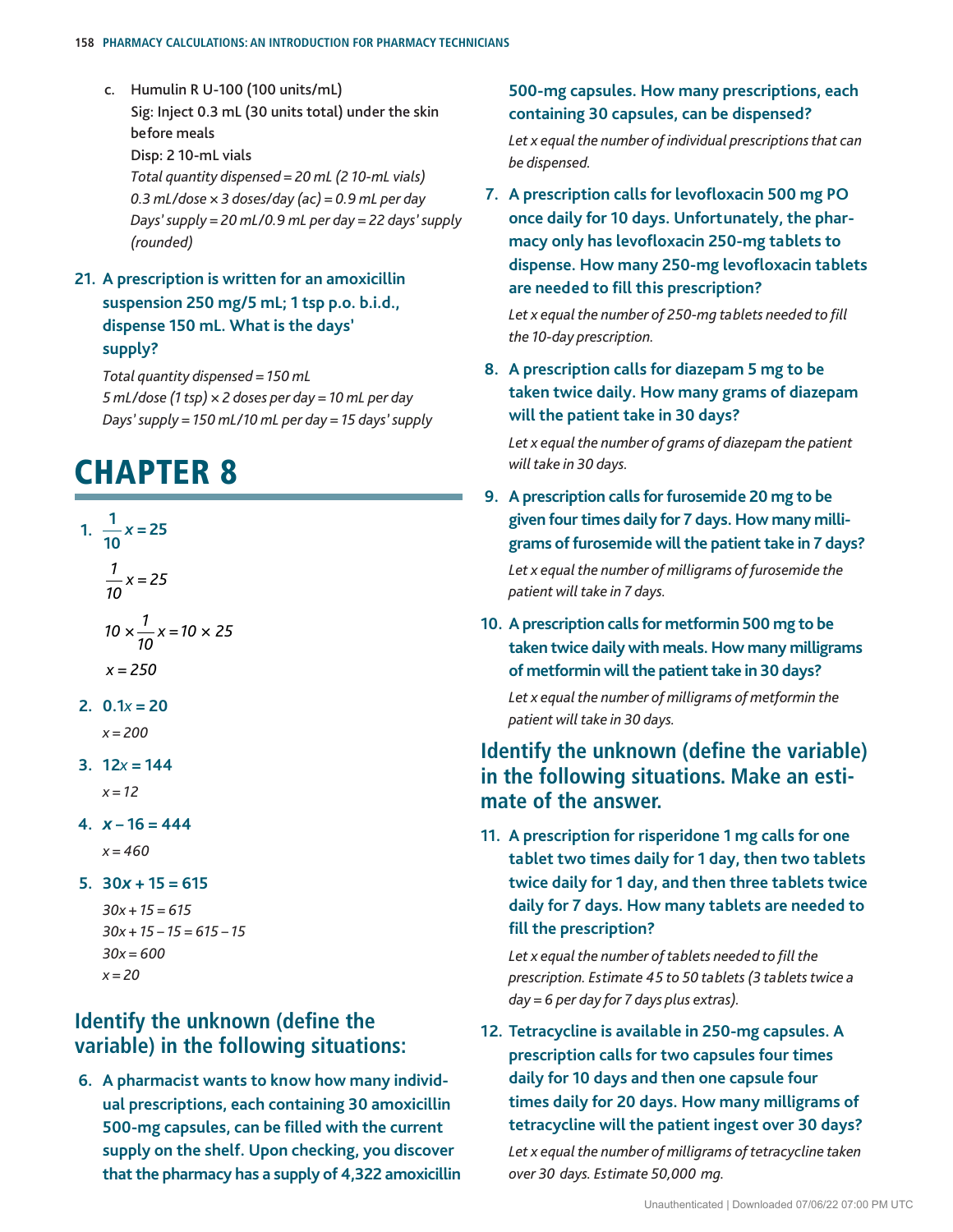c. Humulin R U-100 (100 units/mL)
   Sig: Inject 0.3 mL (30 units total) under the skin before meals
   Disp: 2 10-mL vials
   *Total quantity dispensed = 20 mL (2 10-mL vials)*
   *0.3 mL/dose × 3 doses/day (ac) = 0.9 mL per day*
   *Days' supply = 20 mL/0.9 mL per day = 22 days' supply (rounded)*

**21. A prescription is written for an amoxicillin suspension 250 mg/5 mL; 1 tsp p.o. b.i.d., dispense 150 mL. What is the days' supply?**

*Total quantity dispensed = 150 mL*
*5 mL/dose (1 tsp) × 2 doses per day = 10 mL per day*
*Days' supply = 150 mL/10 mL per day = 15 days' supply*

# CHAPTER 8

**1.** $\frac{1}{10}x = 25$

$$\frac{1}{10}x = 25$$

$$10 \times \frac{1}{10}x = 10 \times 25$$

$$x = 250$$

**2.** $0.1x = 20$

$x = 200$

**3.** $12x = 144$

$x = 12$

**4.** $x - 16 = 444$

$x = 460$

**5.** $30x + 15 = 615$

$30x + 15 = 615$
$30x + 15 - 15 = 615 - 15$
$30x = 600$
$x = 20$

## Identify the unknown (define the variable) in the following situations:

**6. A pharmacist wants to know how many individual prescriptions, each containing 30 amoxicillin 500-mg capsules, can be filled with the current supply on the shelf. Upon checking, you discover that the pharmacy has a supply of 4,322 amoxicillin 500-mg capsules. How many prescriptions, each containing 30 capsules, can be dispensed?**

*Let x equal the number of individual prescriptions that can be dispensed.*

**7. A prescription calls for levofloxacin 500 mg PO once daily for 10 days. Unfortunately, the pharmacy only has levofloxacin 250-mg tablets to dispense. How many 250-mg levofloxacin tablets are needed to fill this prescription?**

*Let x equal the number of 250-mg tablets needed to fill the 10-day prescription.*

**8. A prescription calls for diazepam 5 mg to be taken twice daily. How many grams of diazepam will the patient take in 30 days?**

*Let x equal the number of grams of diazepam the patient will take in 30 days.*

**9. A prescription calls for furosemide 20 mg to be given four times daily for 7 days. How many milligrams of furosemide will the patient take in 7 days?**

*Let x equal the number of milligrams of furosemide the patient will take in 7 days.*

**10. A prescription calls for metformin 500 mg to be taken twice daily with meals. How many milligrams of metformin will the patient take in 30 days?**

*Let x equal the number of milligrams of metformin the patient will take in 30 days.*

## Identify the unknown (define the variable) in the following situations. Make an estimate of the answer.

**11. A prescription for risperidone 1 mg calls for one tablet two times daily for 1 day, then two tablets twice daily for 1 day, and then three tablets twice daily for 7 days. How many tablets are needed to fill the prescription?**

*Let x equal the number of tablets needed to fill the prescription. Estimate 45 to 50 tablets (3 tablets twice a day = 6 per day for 7 days plus extras).*

**12. Tetracycline is available in 250-mg capsules. A prescription calls for two capsules four times daily for 10 days and then one capsule four times daily for 20 days. How many milligrams of tetracycline will the patient ingest over 30 days?**

*Let x equal the number of milligrams of tetracycline taken over 30 days. Estimate 50,000 mg.*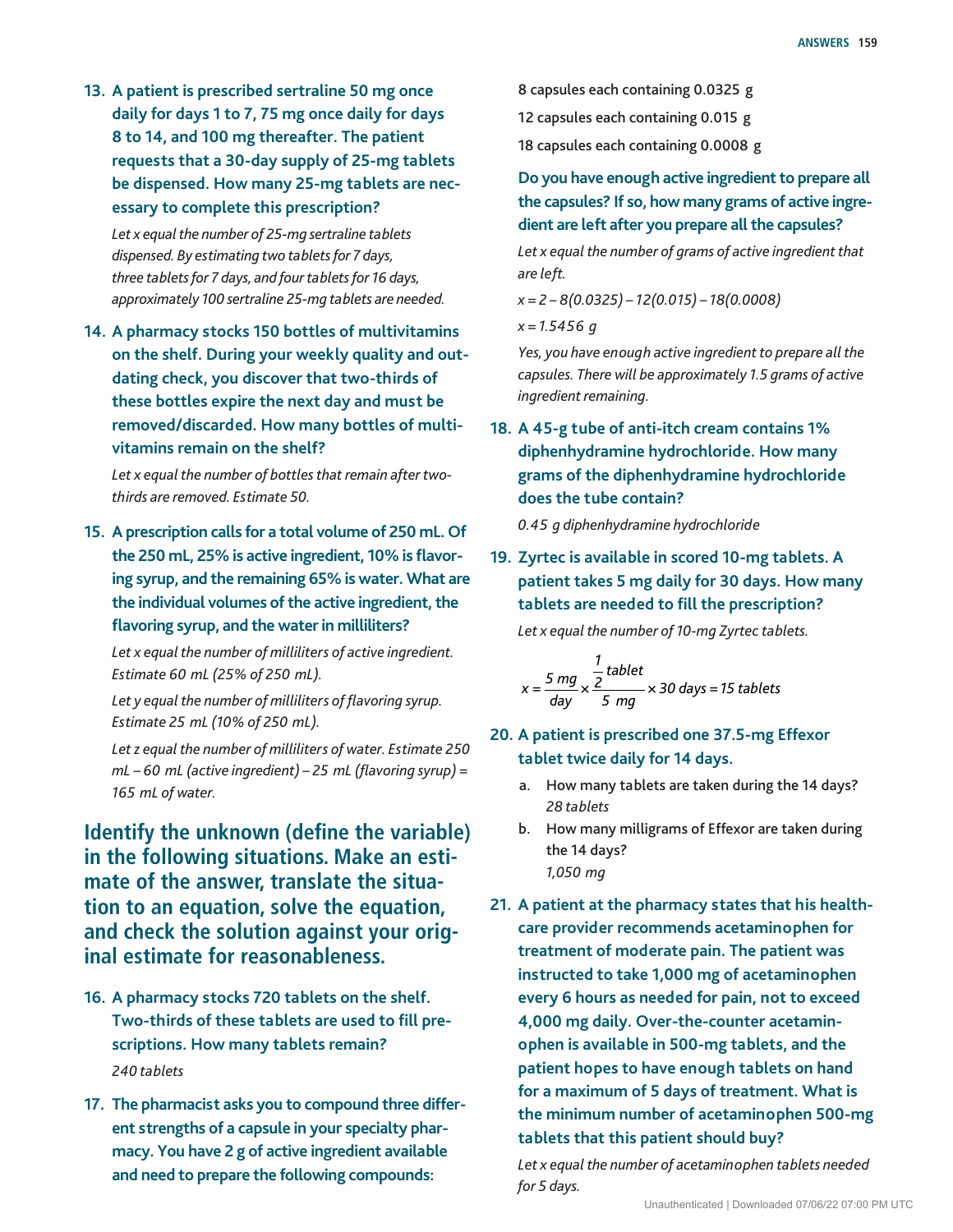**13. A patient is prescribed sertraline 50 mg once daily for days 1 to 7, 75 mg once daily for days 8 to 14, and 100 mg thereafter. The patient requests that a 30-day supply of 25-mg tablets be dispensed. How many 25-mg tablets are necessary to complete this prescription?**

*Let x equal the number of 25-mg sertraline tablets dispensed. By estimating two tablets for 7 days, three tablets for 7 days, and four tablets for 16 days, approximately 100 sertraline 25-mg tablets are needed.*

**14. A pharmacy stocks 150 bottles of multivitamins on the shelf. During your weekly quality and outdating check, you discover that two-thirds of these bottles expire the next day and must be removed/discarded. How many bottles of multivitamins remain on the shelf?**

*Let x equal the number of bottles that remain after two-thirds are removed. Estimate 50.*

**15. A prescription calls for a total volume of 250 mL. Of the 250 mL, 25% is active ingredient, 10% is flavoring syrup, and the remaining 65% is water. What are the individual volumes of the active ingredient, the flavoring syrup, and the water in milliliters?**

*Let x equal the number of milliliters of active ingredient. Estimate 60 mL (25% of 250 mL).*

*Let y equal the number of milliliters of flavoring syrup. Estimate 25 mL (10% of 250 mL).*

*Let z equal the number of milliliters of water. Estimate 250 mL – 60 mL (active ingredient) – 25 mL (flavoring syrup) = 165 mL of water.*

## Identify the unknown (define the variable) in the following situations. Make an estimate of the answer, translate the situation to an equation, solve the equation, and check the solution against your original estimate for reasonableness.

**16. A pharmacy stocks 720 tablets on the shelf. Two-thirds of these tablets are used to fill prescriptions. How many tablets remain?**

*240 tablets*

**17. The pharmacist asks you to compound three different strengths of a capsule in your specialty pharmacy. You have 2 g of active ingredient available and need to prepare the following compounds:**

8 capsules each containing 0.0325 g

12 capsules each containing 0.015 g

18 capsules each containing 0.0008 g

**Do you have enough active ingredient to prepare all the capsules? If so, how many grams of active ingredient are left after you prepare all the capsules?**

*Let x equal the number of grams of active ingredient that are left.*

$x = 2 - 8(0.0325) - 12(0.015) - 18(0.0008)$

$x = 1.5456\ g$

*Yes, you have enough active ingredient to prepare all the capsules. There will be approximately 1.5 grams of active ingredient remaining.*

**18. A 45-g tube of anti-itch cream contains 1% diphenhydramine hydrochloride. How many grams of the diphenhydramine hydrochloride does the tube contain?**

*0.45 g diphenhydramine hydrochloride*

**19. Zyrtec is available in scored 10-mg tablets. A patient takes 5 mg daily for 30 days. How many tablets are needed to fill the prescription?**

*Let x equal the number of 10-mg Zyrtec tablets.*

$$x = \frac{5\ mg}{day} \times \frac{\frac{1}{2}\ tablet}{5\ mg} \times 30\ days = 15\ tablets$$

**20. A patient is prescribed one 37.5-mg Effexor tablet twice daily for 14 days.**

a. How many tablets are taken during the 14 days?
*28 tablets*

b. How many milligrams of Effexor are taken during the 14 days?
*1,050 mg*

**21. A patient at the pharmacy states that his healthcare provider recommends acetaminophen for treatment of moderate pain. The patient was instructed to take 1,000 mg of acetaminophen every 6 hours as needed for pain, not to exceed 4,000 mg daily. Over-the-counter acetaminophen is available in 500-mg tablets, and the patient hopes to have enough tablets on hand for a maximum of 5 days of treatment. What is the minimum number of acetaminophen 500-mg tablets that this patient should buy?**

*Let x equal the number of acetaminophen tablets needed for 5 days.*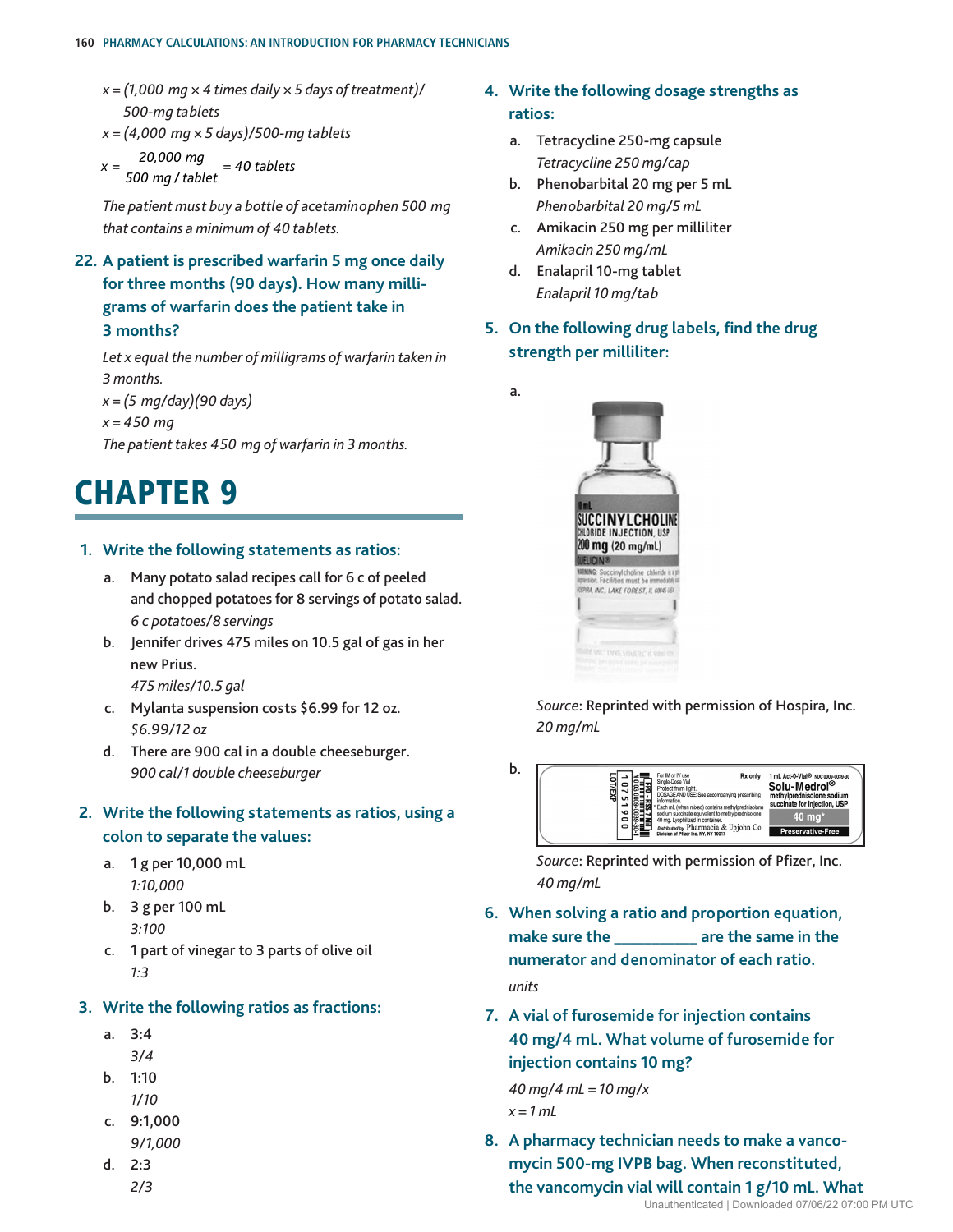$x = (1{,}000 \text{ mg} \times 4 \text{ times daily} \times 5 \text{ days of treatment})/500\text{-mg tablets}$

$x = (4{,}000 \text{ mg} \times 5 \text{ days})/500\text{-mg tablets}$

$$x = \frac{20{,}000 \text{ mg}}{500 \text{ mg / tablet}} = 40 \text{ tablets}$$

*The patient must buy a bottle of acetaminophen 500 mg that contains a minimum of 40 tablets.*

**22. A patient is prescribed warfarin 5 mg once daily for three months (90 days). How many milligrams of warfarin does the patient take in 3 months?**

*Let x equal the number of milligrams of warfarin taken in 3 months.*

$x = (5 \text{ mg/day})(90 \text{ days})$

$x = 450 \text{ mg}$

*The patient takes 450 mg of warfarin in 3 months.*

# CHAPTER 9

**1. Write the following statements as ratios:**

a. Many potato salad recipes call for 6 c of peeled and chopped potatoes for 8 servings of potato salad.
*6 c potatoes/8 servings*

b. Jennifer drives 475 miles on 10.5 gal of gas in her new Prius.
*475 miles/10.5 gal*

c. Mylanta suspension costs $6.99 for 12 oz.
*$6.99/12 oz*

d. There are 900 cal in a double cheeseburger.
*900 cal/1 double cheeseburger*

**2. Write the following statements as ratios, using a colon to separate the values:**

a. 1 g per 10,000 mL
*1:10,000*

b. 3 g per 100 mL
*3:100*

c. 1 part of vinegar to 3 parts of olive oil
*1:3*

**3. Write the following ratios as fractions:**

a. 3:4
*3/4*

b. 1:10
*1/10*

c. 9:1,000
*9/1,000*

d. 2:3
*2/3*

**4. Write the following dosage strengths as ratios:**

a. Tetracycline 250-mg capsule
*Tetracycline 250 mg/cap*

b. Phenobarbital 20 mg per 5 mL
*Phenobarbital 20 mg/5 mL*

c. Amikacin 250 mg per milliliter
*Amikacin 250 mg/mL*

d. Enalapril 10-mg tablet
*Enalapril 10 mg/tab*

**5. On the following drug labels, find the drug strength per milliliter:**

a.

*Source*: Reprinted with permission of Hospira, Inc.
*20 mg/mL*

b.

*Source*: Reprinted with permission of Pfizer, Inc.
*40 mg/mL*

**6. When solving a ratio and proportion equation, make sure the __________ are the same in the numerator and denominator of each ratio.**

*units*

**7. A vial of furosemide for injection contains 40 mg/4 mL. What volume of furosemide for injection contains 10 mg?**

$40 \text{ mg}/4 \text{ mL} = 10 \text{ mg}/x$

$x = 1 \text{ mL}$

**8. A pharmacy technician needs to make a vancomycin 500-mg IVPB bag. When reconstituted, the vancomycin vial will contain 1 g/10 mL. What**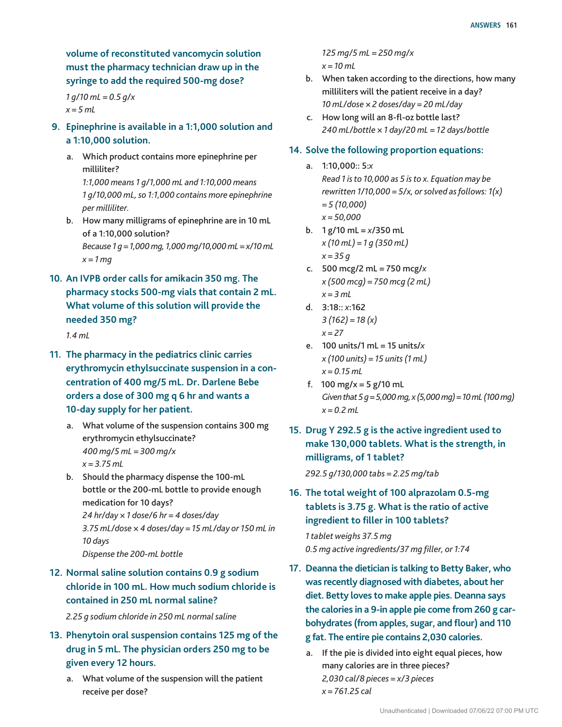volume of reconstituted vancomycin solution must the pharmacy technician draw up in the syringe to add the required 500-mg dose?**

*1 g/10 mL = 0.5 g/x*
*x = 5 mL*

**9. Epinephrine is available in a 1:1,000 solution and a 1:10,000 solution.**

a. Which product contains more epinephrine per milliliter?
*1:1,000 means 1 g/1,000 mL and 1:10,000 means 1 g/10,000 mL, so 1:1,000 contains more epinephrine per milliliter.*

b. How many milligrams of epinephrine are in 10 mL of a 1:10,000 solution?
*Because 1 g = 1,000 mg, 1,000 mg/10,000 mL = x/10 mL*
*x = 1 mg*

**10. An IVPB order calls for amikacin 350 mg. The pharmacy stocks 500-mg vials that contain 2 mL. What volume of this solution will provide the needed 350 mg?**

*1.4 mL*

**11. The pharmacy in the pediatrics clinic carries erythromycin ethylsuccinate suspension in a concentration of 400 mg/5 mL. Dr. Darlene Bebe orders a dose of 300 mg q 6 hr and wants a 10-day supply for her patient.**

a. What volume of the suspension contains 300 mg erythromycin ethylsuccinate?
*400 mg/5 mL = 300 mg/x*
*x = 3.75 mL*

b. Should the pharmacy dispense the 100-mL bottle or the 200-mL bottle to provide enough medication for 10 days?
*24 hr/day × 1 dose/6 hr = 4 doses/day*
*3.75 mL/dose × 4 doses/day = 15 mL/day or 150 mL in 10 days*
*Dispense the 200-mL bottle*

**12. Normal saline solution contains 0.9 g sodium chloride in 100 mL. How much sodium chloride is contained in 250 mL normal saline?**

*2.25 g sodium chloride in 250 mL normal saline*

**13. Phenytoin oral suspension contains 125 mg of the drug in 5 mL. The physician orders 250 mg to be given every 12 hours.**

a. What volume of the suspension will the patient receive per dose?
*125 mg/5 mL = 250 mg/x*
*x = 10 mL*

b. When taken according to the directions, how many milliliters will the patient receive in a day?
*10 mL/dose × 2 doses/day = 20 mL/day*

c. How long will an 8-fl-oz bottle last?
*240 mL/bottle × 1 day/20 mL = 12 days/bottle*

**14. Solve the following proportion equations:**

a. 1:10,000:: 5:*x*
*Read 1 is to 10,000 as 5 is to x. Equation may be rewritten 1/10,000 = 5/x, or solved as follows: 1(x) = 5 (10,000)*
*x = 50,000*

b. 1 g/10 mL = *x*/350 mL
*x (10 mL) = 1 g (350 mL)*
*x = 35 g*

c. 500 mcg/2 mL = 750 mcg/*x*
*x (500 mcg) = 750 mcg (2 mL)*
*x = 3 mL*

d. 3:18:: *x*:162
*3 (162) = 18 (x)*
*x = 27*

e. 100 units/1 mL = 15 units/*x*
*x (100 units) = 15 units (1 mL)*
*x = 0.15 mL*

f. 100 mg/x = 5 g/10 mL
*Given that 5 g = 5,000 mg, x (5,000 mg) = 10 mL (100 mg)*
*x = 0.2 mL*

**15. Drug Y 292.5 g is the active ingredient used to make 130,000 tablets. What is the strength, in milligrams, of 1 tablet?**

*292.5 g/130,000 tabs = 2.25 mg/tab*

**16. The total weight of 100 alprazolam 0.5-mg tablets is 3.75 g. What is the ratio of active ingredient to filler in 100 tablets?**

*1 tablet weighs 37.5 mg*
*0.5 mg active ingredients/37 mg filler, or 1:74*

**17. Deanna the dietician is talking to Betty Baker, who was recently diagnosed with diabetes, about her diet. Betty loves to make apple pies. Deanna says the calories in a 9-in apple pie come from 260 g carbohydrates (from apples, sugar, and flour) and 110 g fat. The entire pie contains 2,030 calories.**

a. If the pie is divided into eight equal pieces, how many calories are in three pieces?
*2,030 cal/8 pieces = x/3 pieces*
*x = 761.25 cal*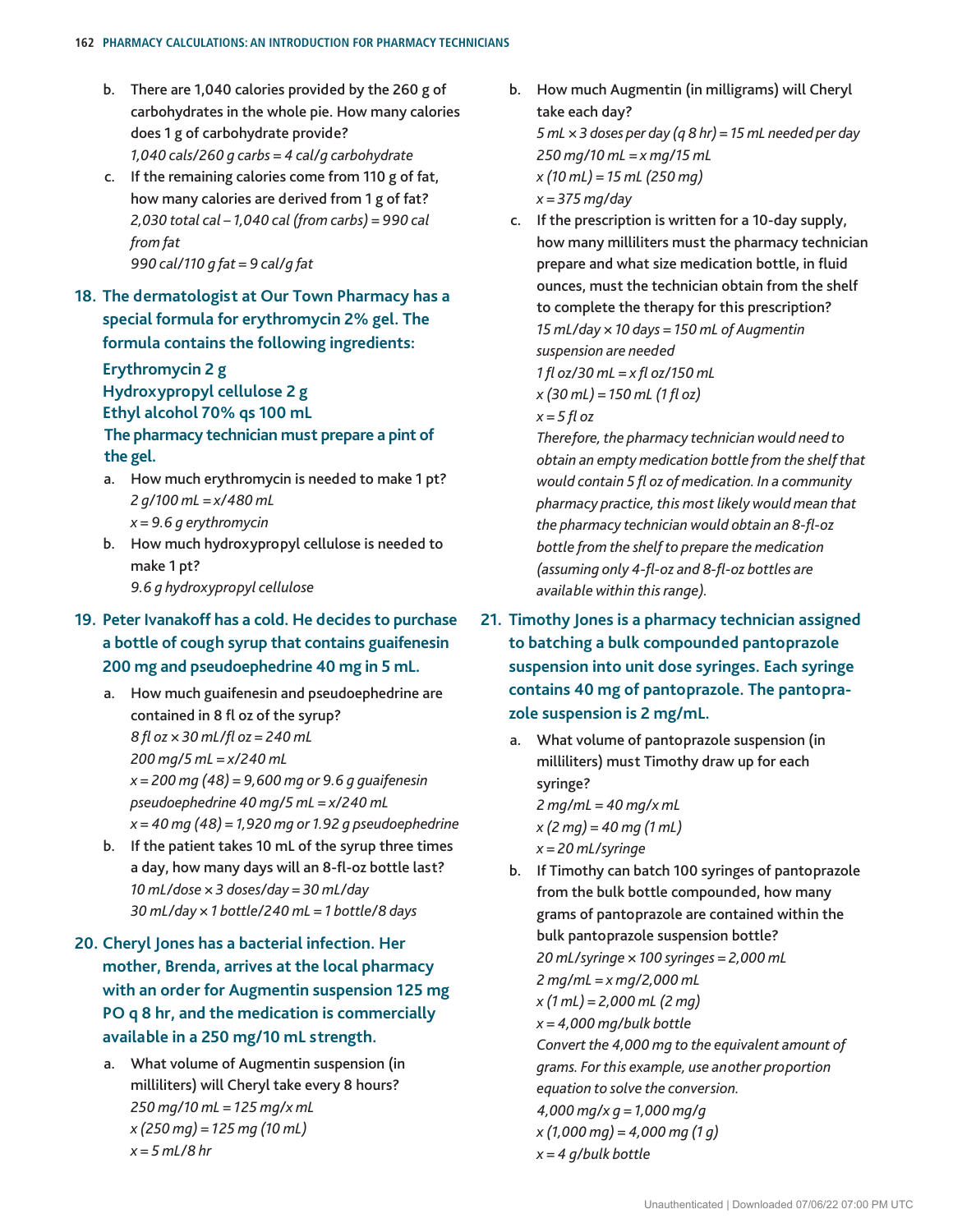b. There are 1,040 calories provided by the 260 g of carbohydrates in the whole pie. How many calories does 1 g of carbohydrate provide?
*1,040 cals/260 g carbs = 4 cal/g carbohydrate*

c. If the remaining calories come from 110 g of fat, how many calories are derived from 1 g of fat?
*2,030 total cal – 1,040 cal (from carbs) = 990 cal from fat*
*990 cal/110 g fat = 9 cal/g fat*

**18. The dermatologist at Our Town Pharmacy has a special formula for erythromycin 2% gel. The formula contains the following ingredients:**

**Erythromycin 2 g**
**Hydroxypropyl cellulose 2 g**
**Ethyl alcohol 70% qs 100 mL**

**The pharmacy technician must prepare a pint of the gel.**

a. How much erythromycin is needed to make 1 pt?
*2 g/100 mL = x/480 mL*
*x = 9.6 g erythromycin*

b. How much hydroxypropyl cellulose is needed to make 1 pt?
*9.6 g hydroxypropyl cellulose*

**19. Peter Ivanakoff has a cold. He decides to purchase a bottle of cough syrup that contains guaifenesin 200 mg and pseudoephedrine 40 mg in 5 mL.**

a. How much guaifenesin and pseudoephedrine are contained in 8 fl oz of the syrup?
*8 fl oz × 30 mL/fl oz = 240 mL*
*200 mg/5 mL = x/240 mL*
*x = 200 mg (48) = 9,600 mg or 9.6 g guaifenesin*
*pseudoephedrine 40 mg/5 mL = x/240 mL*
*x = 40 mg (48) = 1,920 mg or 1.92 g pseudoephedrine*

b. If the patient takes 10 mL of the syrup three times a day, how many days will an 8-fl-oz bottle last?
*10 mL/dose × 3 doses/day = 30 mL/day*
*30 mL/day × 1 bottle/240 mL = 1 bottle/8 days*

**20. Cheryl Jones has a bacterial infection. Her mother, Brenda, arrives at the local pharmacy with an order for Augmentin suspension 125 mg PO q 8 hr, and the medication is commercially available in a 250 mg/10 mL strength.**

a. What volume of Augmentin suspension (in milliliters) will Cheryl take every 8 hours?
*250 mg/10 mL = 125 mg/x mL*
*x (250 mg) = 125 mg (10 mL)*
*x = 5 mL/8 hr*

b. How much Augmentin (in milligrams) will Cheryl take each day?
*5 mL × 3 doses per day (q 8 hr) = 15 mL needed per day*
*250 mg/10 mL = x mg/15 mL*
*x (10 mL) = 15 mL (250 mg)*
*x = 375 mg/day*

c. If the prescription is written for a 10-day supply, how many milliliters must the pharmacy technician prepare and what size medication bottle, in fluid ounces, must the technician obtain from the shelf to complete the therapy for this prescription?
*15 mL/day × 10 days = 150 mL of Augmentin suspension are needed*
*1 fl oz/30 mL = x fl oz/150 mL*
*x (30 mL) = 150 mL (1 fl oz)*
*x = 5 fl oz*
*Therefore, the pharmacy technician would need to obtain an empty medication bottle from the shelf that would contain 5 fl oz of medication. In a community pharmacy practice, this most likely would mean that the pharmacy technician would obtain an 8-fl-oz bottle from the shelf to prepare the medication (assuming only 4-fl-oz and 8-fl-oz bottles are available within this range).*

**21. Timothy Jones is a pharmacy technician assigned to batching a bulk compounded pantoprazole suspension into unit dose syringes. Each syringe contains 40 mg of pantoprazole. The pantoprazole suspension is 2 mg/mL.**

a. What volume of pantoprazole suspension (in milliliters) must Timothy draw up for each syringe?
*2 mg/mL = 40 mg/x mL*
*x (2 mg) = 40 mg (1 mL)*
*x = 20 mL/syringe*

b. If Timothy can batch 100 syringes of pantoprazole from the bulk bottle compounded, how many grams of pantoprazole are contained within the bulk pantoprazole suspension bottle?
*20 mL/syringe × 100 syringes = 2,000 mL*
*2 mg/mL = x mg/2,000 mL*
*x (1 mL) = 2,000 mL (2 mg)*
*x = 4,000 mg/bulk bottle*
*Convert the 4,000 mg to the equivalent amount of grams. For this example, use another proportion equation to solve the conversion.*
*4,000 mg/x g = 1,000 mg/g*
*x (1,000 mg) = 4,000 mg (1 g)*
*x = 4 g/bulk bottle*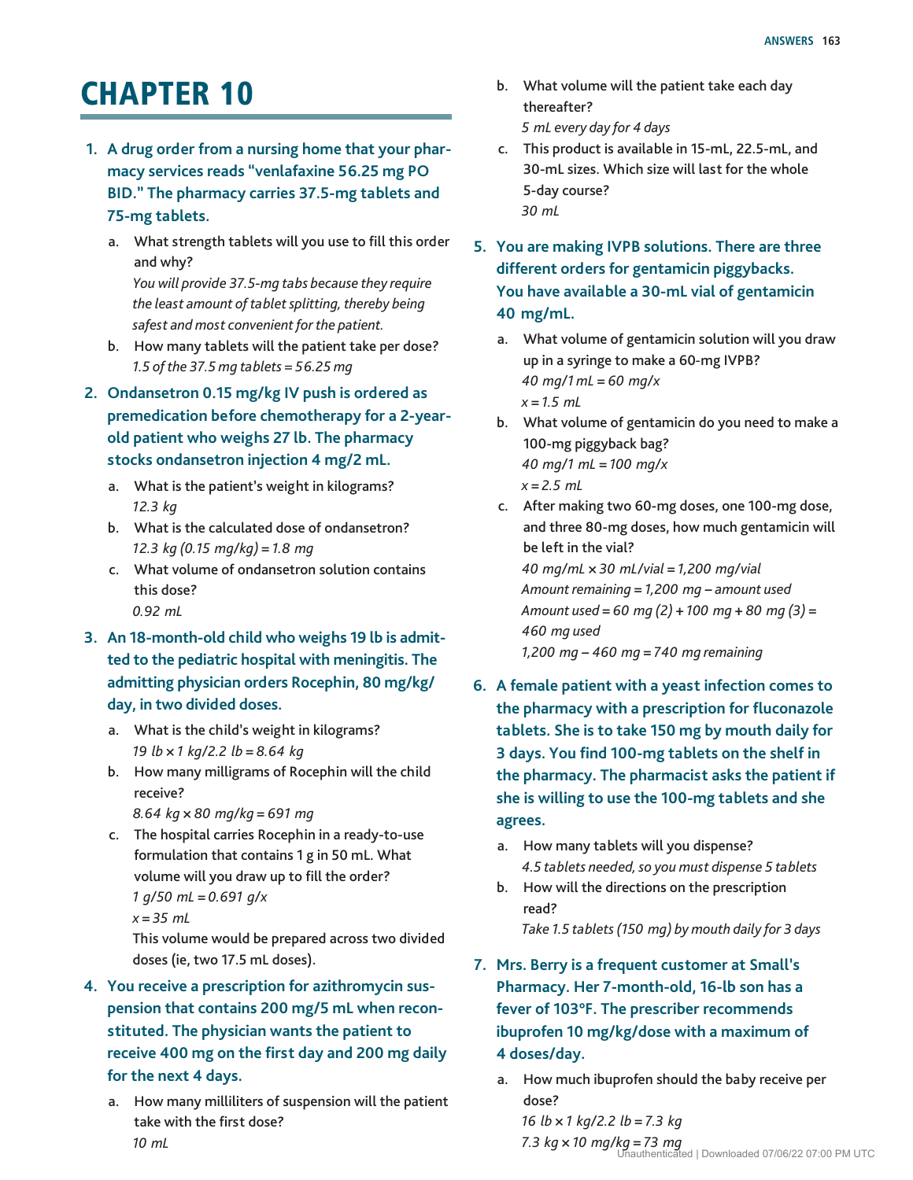# CHAPTER 10

1. **A drug order from a nursing home that your pharmacy services reads "venlafaxine 56.25 mg PO BID." The pharmacy carries 37.5-mg tablets and 75-mg tablets.**
   a. What strength tablets will you use to fill this order and why?
   *You will provide 37.5-mg tabs because they require the least amount of tablet splitting, thereby being safest and most convenient for the patient.*
   b. How many tablets will the patient take per dose?
   *1.5 of the 37.5 mg tablets = 56.25 mg*

2. **Ondansetron 0.15 mg/kg IV push is ordered as premedication before chemotherapy for a 2-year-old patient who weighs 27 lb. The pharmacy stocks ondansetron injection 4 mg/2 mL.**
   a. What is the patient's weight in kilograms?
   *12.3 kg*
   b. What is the calculated dose of ondansetron?
   *12.3 kg (0.15 mg/kg) = 1.8 mg*
   c. What volume of ondansetron solution contains this dose?
   *0.92 mL*

3. **An 18-month-old child who weighs 19 lb is admitted to the pediatric hospital with meningitis. The admitting physician orders Rocephin, 80 mg/kg/day, in two divided doses.**
   a. What is the child's weight in kilograms?
   *19 lb × 1 kg/2.2 lb = 8.64 kg*
   b. How many milligrams of Rocephin will the child receive?
   *8.64 kg × 80 mg/kg = 691 mg*
   c. The hospital carries Rocephin in a ready-to-use formulation that contains 1 g in 50 mL. What volume will you draw up to fill the order?
   *1 g/50 mL = 0.691 g/x*
   *x = 35 mL*
   This volume would be prepared across two divided doses (ie, two 17.5 mL doses).

4. **You receive a prescription for azithromycin suspension that contains 200 mg/5 mL when reconstituted. The physician wants the patient to receive 400 mg on the first day and 200 mg daily for the next 4 days.**
   a. How many milliliters of suspension will the patient take with the first dose?
   *10 mL*
   b. What volume will the patient take each day thereafter?
   *5 mL every day for 4 days*
   c. This product is available in 15-mL, 22.5-mL, and 30-mL sizes. Which size will last for the whole 5-day course?
   *30 mL*

5. **You are making IVPB solutions. There are three different orders for gentamicin piggybacks. You have available a 30-mL vial of gentamicin 40 mg/mL.**
   a. What volume of gentamicin solution will you draw up in a syringe to make a 60-mg IVPB?
   *40 mg/1 mL = 60 mg/x*
   *x = 1.5 mL*
   b. What volume of gentamicin do you need to make a 100-mg piggyback bag?
   *40 mg/1 mL = 100 mg/x*
   *x = 2.5 mL*
   c. After making two 60-mg doses, one 100-mg dose, and three 80-mg doses, how much gentamicin will be left in the vial?
   *40 mg/mL × 30 mL/vial = 1,200 mg/vial*
   *Amount remaining = 1,200 mg – amount used*
   *Amount used = 60 mg (2) + 100 mg + 80 mg (3) = 460 mg used*
   *1,200 mg – 460 mg = 740 mg remaining*

6. **A female patient with a yeast infection comes to the pharmacy with a prescription for fluconazole tablets. She is to take 150 mg by mouth daily for 3 days. You find 100-mg tablets on the shelf in the pharmacy. The pharmacist asks the patient if she is willing to use the 100-mg tablets and she agrees.**
   a. How many tablets will you dispense?
   *4.5 tablets needed, so you must dispense 5 tablets*
   b. How will the directions on the prescription read?
   *Take 1.5 tablets (150 mg) by mouth daily for 3 days*

7. **Mrs. Berry is a frequent customer at Small's Pharmacy. Her 7-month-old, 16-lb son has a fever of 103°F. The prescriber recommends ibuprofen 10 mg/kg/dose with a maximum of 4 doses/day.**
   a. How much ibuprofen should the baby receive per dose?
   *16 lb × 1 kg/2.2 lb = 7.3 kg*
   *7.3 kg × 10 mg/kg = 73 mg*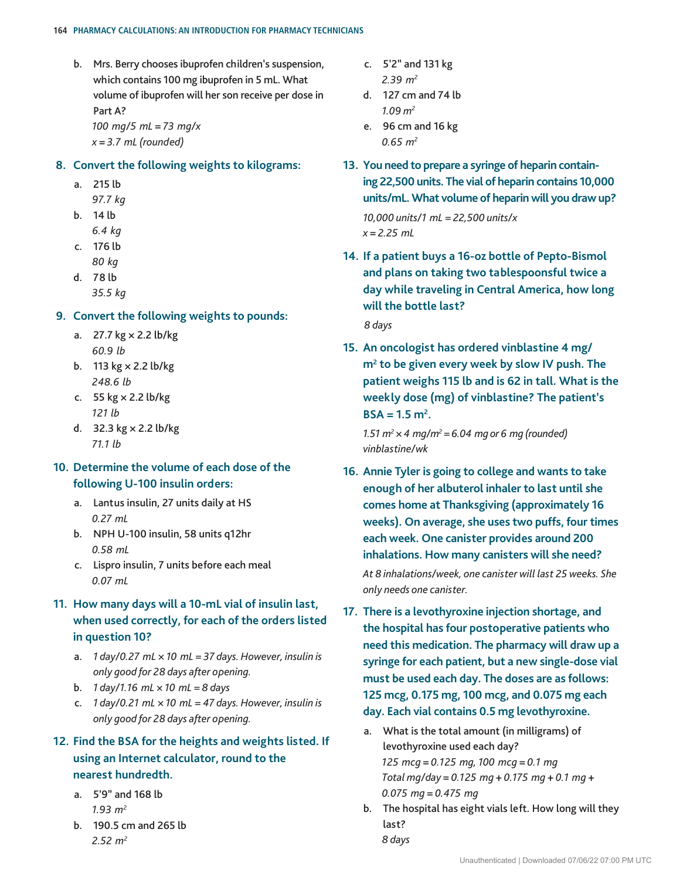b. Mrs. Berry chooses ibuprofen children's suspension, which contains 100 mg ibuprofen in 5 mL. What volume of ibuprofen will her son receive per dose in Part A?

*100 mg/5 mL = 73 mg/x*
*x = 3.7 mL (rounded)*

**8. Convert the following weights to kilograms:**

a. 215 lb
*97.7 kg*

b. 14 lb
*6.4 kg*

c. 176 lb
*80 kg*

d. 78 lb
*35.5 kg*

**9. Convert the following weights to pounds:**

a. 27.7 kg × 2.2 lb/kg
*60.9 lb*

b. 113 kg × 2.2 lb/kg
*248.6 lb*

c. 55 kg × 2.2 lb/kg
*121 lb*

d. 32.3 kg × 2.2 lb/kg
*71.1 lb*

**10. Determine the volume of each dose of the following U-100 insulin orders:**

a. Lantus insulin, 27 units daily at HS
*0.27 mL*

b. NPH U-100 insulin, 58 units q12hr
*0.58 mL*

c. Lispro insulin, 7 units before each meal
*0.07 mL*

**11. How many days will a 10-mL vial of insulin last, when used correctly, for each of the orders listed in question 10?**

a. *1 day/0.27 mL × 10 mL = 37 days. However, insulin is only good for 28 days after opening.*

b. *1 day/1.16 mL × 10 mL = 8 days*

c. *1 day/0.21 mL × 10 mL = 47 days. However, insulin is only good for 28 days after opening.*

**12. Find the BSA for the heights and weights listed. If using an Internet calculator, round to the nearest hundredth.**

a. 5'9" and 168 lb
*1.93 $m^2$*

b. 190.5 cm and 265 lb
*2.52 $m^2$*

c. 5'2" and 131 kg
*2.39 $m^2$*

d. 127 cm and 74 lb
*1.09 $m^2$*

e. 96 cm and 16 kg
*0.65 $m^2$*

**13. You need to prepare a syringe of heparin containing 22,500 units. The vial of heparin contains 10,000 units/mL. What volume of heparin will you draw up?**

*10,000 units/1 mL = 22,500 units/x*
*x = 2.25 mL*

**14. If a patient buys a 16-oz bottle of Pepto-Bismol and plans on taking two tablespoonsful twice a day while traveling in Central America, how long will the bottle last?**

*8 days*

**15. An oncologist has ordered vinblastine 4 mg/$m^2$ to be given every week by slow IV push. The patient weighs 115 lb and is 62 in tall. What is the weekly dose (mg) of vinblastine? The patient's BSA = 1.5 $m^2$.**

*1.51 $m^2$ × 4 mg/$m^2$ = 6.04 mg or 6 mg (rounded) vinblastine/wk*

**16. Annie Tyler is going to college and wants to take enough of her albuterol inhaler to last until she comes home at Thanksgiving (approximately 16 weeks). On average, she uses two puffs, four times each week. One canister provides around 200 inhalations. How many canisters will she need?**

*At 8 inhalations/week, one canister will last 25 weeks. She only needs one canister.*

**17. There is a levothyroxine injection shortage, and the hospital has four postoperative patients who need this medication. The pharmacy will draw up a syringe for each patient, but a new single-dose vial must be used each day. The doses are as follows: 125 mcg, 0.175 mg, 100 mcg, and 0.075 mg each day. Each vial contains 0.5 mg levothyroxine.**

a. What is the total amount (in milligrams) of levothyroxine used each day?
*125 mcg = 0.125 mg, 100 mcg = 0.1 mg*
*Total mg/day = 0.125 mg + 0.175 mg + 0.1 mg + 0.075 mg = 0.475 mg*

b. The hospital has eight vials left. How long will they last?
*8 days*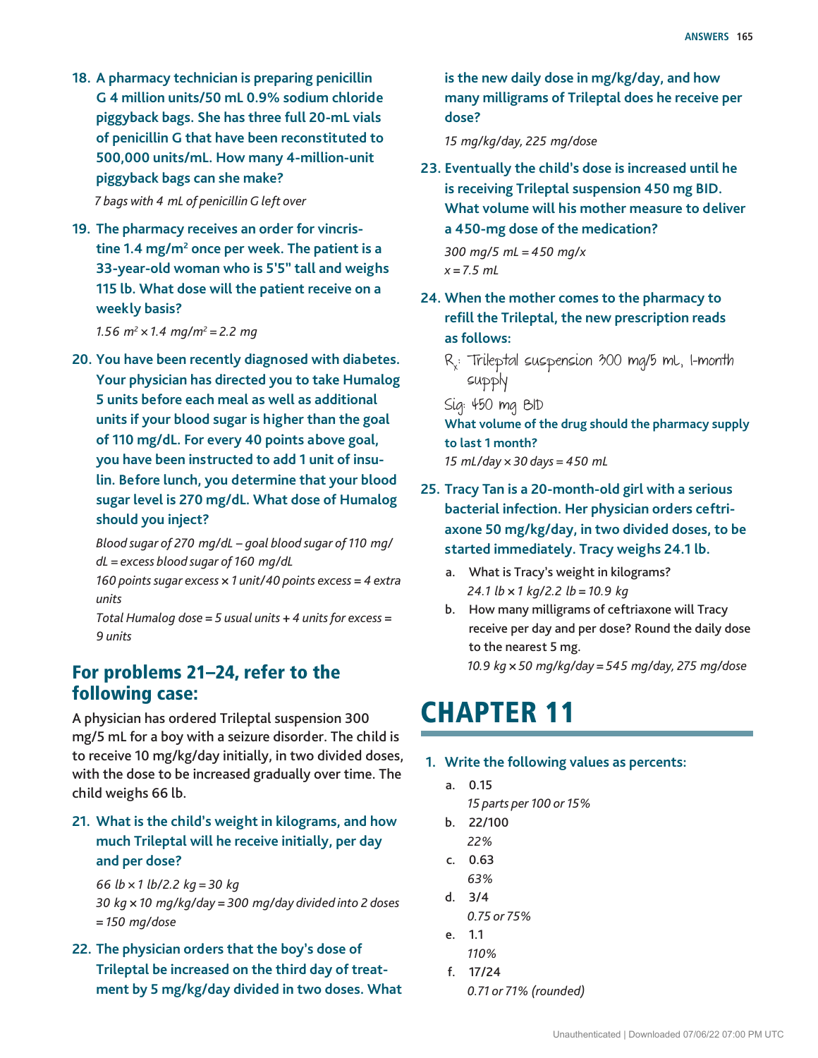18. **A pharmacy technician is preparing penicillin G 4 million units/50 mL 0.9% sodium chloride piggyback bags. She has three full 20-mL vials of penicillin G that have been reconstituted to 500,000 units/mL. How many 4-million-unit piggyback bags can she make?**

    *7 bags with 4 mL of penicillin G left over*

19. **The pharmacy receives an order for vincristine 1.4 mg/m$^2$ once per week. The patient is a 33-year-old woman who is 5'5" tall and weighs 115 lb. What dose will the patient receive on a weekly basis?**

    *1.56 m$^2$ × 1.4 mg/m$^2$ = 2.2 mg*

20. **You have been recently diagnosed with diabetes. Your physician has directed you to take Humalog 5 units before each meal as well as additional units if your blood sugar is higher than the goal of 110 mg/dL. For every 40 points above goal, you have been instructed to add 1 unit of insulin. Before lunch, you determine that your blood sugar level is 270 mg/dL. What dose of Humalog should you inject?**

    *Blood sugar of 270 mg/dL – goal blood sugar of 110 mg/dL = excess blood sugar of 160 mg/dL*

    *160 points sugar excess × 1 unit/40 points excess = 4 extra units*

    *Total Humalog dose = 5 usual units + 4 units for excess = 9 units*

## For problems 21–24, refer to the following case:

A physician has ordered Trileptal suspension 300 mg/5 mL for a boy with a seizure disorder. The child is to receive 10 mg/kg/day initially, in two divided doses, with the dose to be increased gradually over time. The child weighs 66 lb.

21. **What is the child's weight in kilograms, and how much Trileptal will he receive initially, per day and per dose?**

    *66 lb × 1 lb/2.2 kg = 30 kg*

    *30 kg × 10 mg/kg/day = 300 mg/day divided into 2 doses = 150 mg/dose*

22. **The physician orders that the boy's dose of Trileptal be increased on the third day of treatment by 5 mg/kg/day divided in two doses. What is the new daily dose in mg/kg/day, and how many milligrams of Trileptal does he receive per dose?**

    *15 mg/kg/day, 225 mg/dose*

23. **Eventually the child's dose is increased until he is receiving Trileptal suspension 450 mg BID. What volume will his mother measure to deliver a 450-mg dose of the medication?**

    *300 mg/5 mL = 450 mg/x*

    *x = 7.5 mL*

24. **When the mother comes to the pharmacy to refill the Trileptal, the new prescription reads as follows:**

    Rx: Trileptal suspension 300 mg/5 mL, 1-month supply

    Sig: 450 mg BID

    **What volume of the drug should the pharmacy supply to last 1 month?**

    *15 mL/day × 30 days = 450 mL*

25. **Tracy Tan is a 20-month-old girl with a serious bacterial infection. Her physician orders ceftriaxone 50 mg/kg/day, in two divided doses, to be started immediately. Tracy weighs 24.1 lb.**

    a. What is Tracy's weight in kilograms?

       *24.1 lb × 1 kg/2.2 lb = 10.9 kg*

    b. How many milligrams of ceftriaxone will Tracy receive per day and per dose? Round the daily dose to the nearest 5 mg.

       *10.9 kg × 50 mg/kg/day = 545 mg/day, 275 mg/dose*

# CHAPTER 11

1. **Write the following values as percents:**

    a. 0.15

       *15 parts per 100 or 15%*

    b. 22/100

       *22%*

    c. 0.63

       *63%*

    d. 3/4

       *0.75 or 75%*

    e. 1.1

       *110%*

    f. 17/24

       *0.71 or 71% (rounded)*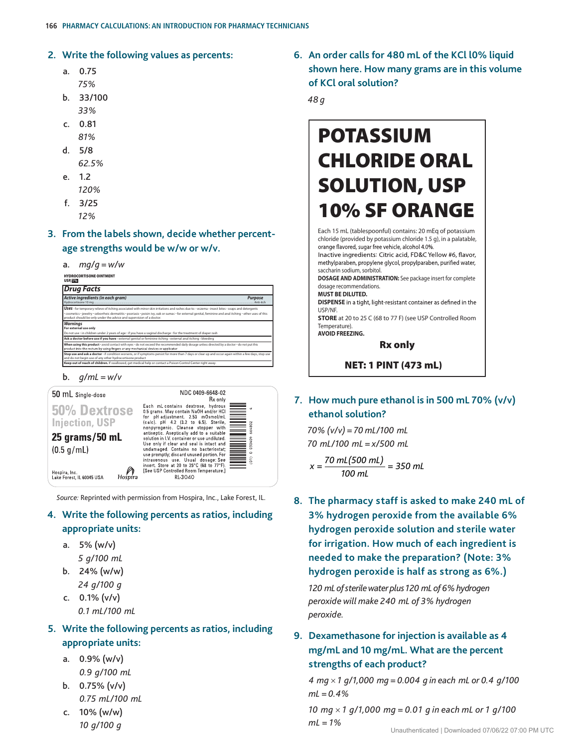2. **Write the following values as percents:**

   a. 0.75

      *75%*

   b. 33/100

      *33%*

   c. 0.81

      *81%*

   d. 5/8

      *62.5%*

   e. 1.2

      *120%*

   f. 3/25

      *12%*

3. **From the labels shown, decide whether percentage strengths would be w/w or w/v.**

   a. *mg/g = w/w*

   HYDROCORTISONE OINTMENT USP, 1%

   **Drug Facts**

   **Active ingredients (in each gram)** — **Purpose**

   Hydrocortisone 10 mg ... Anti-itch

   **Uses** • for temporary relief of itching associated with minor skin irritations and rashes due to: • eczema • insect bites • soaps and detergents • cosmetics • jewelry • seborrheic dermatitis • psoriasis • poison ivy, oak or sumac • for external genital, feminine and anal itching • other uses of this product should be only under the advice and supervision of a doctor.

   **Warnings**

   **For external use only**

   Do not use • in children under 2 years of age • if you have a vaginal discharge • for the treatment of diaper rash

   **Ask a doctor before use if you have** • external genital or feminine itching • external anal itching • bleeding

   **When using this product** • avoid contact with eyes • do not exceed the recommended daily dosage unless directed by a doctor • do not put this product into the rectum by using fingers or any mechanical devices or applicator

   **Stop use and ask a doctor** • if condition worsens, or if symptoms persist for more than 7 days or clear up and occur again within a few days, stop use and do not begin use of any other hydrocortisone product

   **Keep out of reach of children.** If swallowed, get medical help or contact a Poison Control Center right away.

   b. *g/mL = w/v*

   50 mL Single-dose — NDC 0409-6648-02 — Rx only

   **50% Dextrose Injection, USP**

   **25 grams/50 mL**

   (0.5 g/mL)

   Each mL contains dextrose, hydrous 0.5 grams. May contain NaOH and/or HCl for pH adjustment. 2.53 mOsmol/mL (calc). pH 4.2 (3.2 to 6.5). Sterile, nonpyrogenic. Cleanse stopper with antiseptic. Aseptically add to a suitable solution in I.V. container or use undiluted. Use only if clear and seal is intact and undamaged. Contains no bacteriostat; use promptly; discard unused portion. For intravenous use. Usual dosage: See insert. Store at 20 to 25°C (68 to 77°F). [See USP Controlled Room Temperature.]

   RL-3040

   Hospira, Inc., Lake Forest, IL 60045 USA

   *Source:* Reprinted with permission from Hospira, Inc., Lake Forest, IL.

4. **Write the following percents as ratios, including appropriate units:**

   a. 5% (w/v)

      *5 g/100 mL*

   b. 24% (w/w)

      *24 g/100 g*

   c. 0.1% (v/v)

      *0.1 mL/100 mL*

5. **Write the following percents as ratios, including appropriate units:**

   a. 0.9% (w/v)

      *0.9 g/100 mL*

   b. 0.75% (v/v)

      *0.75 mL/100 mL*

   c. 10% (w/w)

      *10 g/100 g*

6. **An order calls for 480 mL of the KCl 10% liquid shown here. How many grams are in this volume of KCl oral solution?**

   *48 g*

   **POTASSIUM CHLORIDE ORAL SOLUTION, USP 10% SF ORANGE**

   Each 15 mL (tablespoonful) contains: 20 mEq of potassium chloride (provided by potassium chloride 1.5 g), in a palatable, orange flavored, sugar free vehicle, alcohol 4.0%.

   Inactive ingredients: Citric acid, FD&C Yellow #6, flavor, methylparaben, propylene glycol, propylparaben, purified water, saccharin sodium, sorbitol.

   **DOSAGE AND ADMINISTRATION:** See package insert for complete dosage recommendations.

   **MUST BE DILUTED.**

   **DISPENSE** in a tight, light-resistant container as defined in the USP/NF.

   **STORE** at 20 to 25 C (68 to 77 F) (see USP Controlled Room Temperature).

   **AVOID FREEZING.**

   **Rx only**

   **NET: 1 PINT (473 mL)**

7. **How much pure ethanol is in 500 mL 70% (v/v) ethanol solution?**

   *70% (v/v) = 70 mL/100 mL*

   *70 mL/100 mL = x/500 mL*

   $$x = \frac{70 \text{ mL}(500 \text{ mL})}{100 \text{ mL}} = 350 \text{ mL}$$

8. **The pharmacy staff is asked to make 240 mL of 3% hydrogen peroxide from the available 6% hydrogen peroxide solution and sterile water for irrigation. How much of each ingredient is needed to make the preparation? (Note: 3% hydrogen peroxide is half as strong as 6%.)**

   *120 mL of sterile water plus 120 mL of 6% hydrogen peroxide will make 240 mL of 3% hydrogen peroxide.*

9. **Dexamethasone for injection is available as 4 mg/mL and 10 mg/mL. What are the percent strengths of each product?**

   *4 mg × 1 g/1,000 mg = 0.004 g in each mL or 0.4 g/100 mL = 0.4%*

   *10 mg × 1 g/1,000 mg = 0.01 g in each mL or 1 g/100 mL = 1%*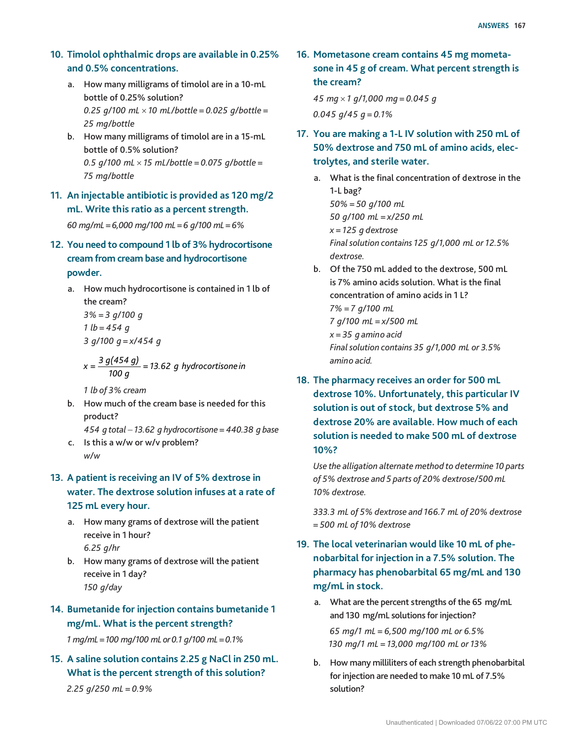**10. Timolol ophthalmic drops are available in 0.25% and 0.5% concentrations.**

a. How many milligrams of timolol are in a 10-mL bottle of 0.25% solution?
*0.25 g/100 mL × 10 mL/bottle = 0.025 g/bottle = 25 mg/bottle*

b. How many milligrams of timolol are in a 15-mL bottle of 0.5% solution?
*0.5 g/100 mL × 15 mL/bottle = 0.075 g/bottle = 75 mg/bottle*

**11. An injectable antibiotic is provided as 120 mg/2 mL. Write this ratio as a percent strength.**

*60 mg/mL = 6,000 mg/100 mL = 6 g/100 mL = 6%*

**12. You need to compound 1 lb of 3% hydrocortisone cream from cream base and hydrocortisone powder.**

a. How much hydrocortisone is contained in 1 lb of the cream?
*3% = 3 g/100 g*
*1 lb = 454 g*
*3 g/100 g = x/454 g*

$$x = \frac{3\ g(454\ g)}{100\ g} = 13.62\ g \text{ hydrocortisone in}$$

*1 lb of 3% cream*

b. How much of the cream base is needed for this product?
*454 g total − 13.62 g hydrocortisone = 440.38 g base*

c. Is this a w/w or w/v problem?
*w/w*

**13. A patient is receiving an IV of 5% dextrose in water. The dextrose solution infuses at a rate of 125 mL every hour.**

a. How many grams of dextrose will the patient receive in 1 hour?
*6.25 g/hr*

b. How many grams of dextrose will the patient receive in 1 day?
*150 g/day*

**14. Bumetanide for injection contains bumetanide 1 mg/mL. What is the percent strength?**

*1 mg/mL = 100 mg/100 mL or 0.1 g/100 mL = 0.1%*

**15. A saline solution contains 2.25 g NaCl in 250 mL. What is the percent strength of this solution?**

*2.25 g/250 mL = 0.9%*

**16. Mometasone cream contains 45 mg mometasone in 45 g of cream. What percent strength is the cream?**

*45 mg × 1 g/1,000 mg = 0.045 g*

*0.045 g/45 g = 0.1%*

**17. You are making a 1-L IV solution with 250 mL of 50% dextrose and 750 mL of amino acids, electrolytes, and sterile water.**

a. What is the final concentration of dextrose in the 1-L bag?
*50% = 50 g/100 mL*
*50 g/100 mL = x/250 mL*
*x = 125 g dextrose*
*Final solution contains 125 g/1,000 mL or 12.5% dextrose.*

b. Of the 750 mL added to the dextrose, 500 mL is 7% amino acids solution. What is the final concentration of amino acids in 1 L?
*7% = 7 g/100 mL*
*7 g/100 mL = x/500 mL*
*x = 35 g amino acid*
*Final solution contains 35 g/1,000 mL or 3.5% amino acid.*

**18. The pharmacy receives an order for 500 mL dextrose 10%. Unfortunately, this particular IV solution is out of stock, but dextrose 5% and dextrose 20% are available. How much of each solution is needed to make 500 mL of dextrose 10%?**

*Use the alligation alternate method to determine 10 parts of 5% dextrose and 5 parts of 20% dextrose/500 mL 10% dextrose.*

*333.3 mL of 5% dextrose and 166.7 mL of 20% dextrose = 500 mL of 10% dextrose*

**19. The local veterinarian would like 10 mL of phenobarbital for injection in a 7.5% solution. The pharmacy has phenobarbital 65 mg/mL and 130 mg/mL in stock.**

a. What are the percent strengths of the 65 mg/mL and 130 mg/mL solutions for injection?
*65 mg/1 mL = 6,500 mg/100 mL or 6.5%*
*130 mg/1 mL = 13,000 mg/100 mL or 13%*

b. How many milliliters of each strength phenobarbital for injection are needed to make 10 mL of 7.5% solution?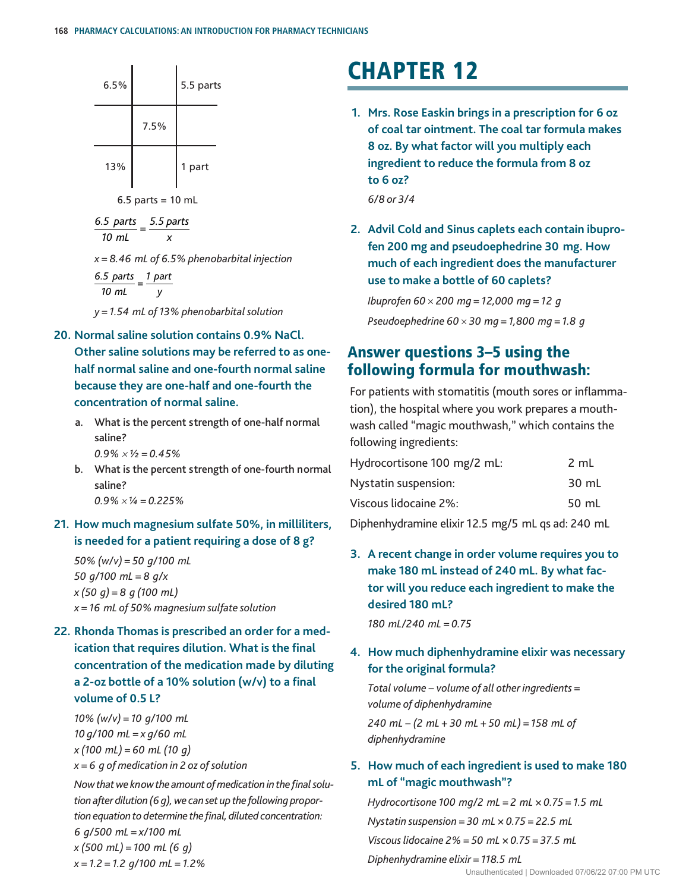| 6.5% | | 5.5 parts |
|---|---|---|
| | 7.5% | |
| 13% | | 1 part |

6.5 parts = 10 mL

$$\frac{6.5 \text{ parts}}{10 \text{ mL}} = \frac{5.5 \text{ parts}}{x}$$

*x = 8.46 mL of 6.5% phenobarbital injection*

$$\frac{6.5 \text{ parts}}{10 \text{ mL}} = \frac{1 \text{ part}}{y}$$

*y = 1.54 mL of 13% phenobarbital solution*

**20. Normal saline solution contains 0.9% NaCl. Other saline solutions may be referred to as one-half normal saline and one-fourth normal saline because they are one-half and one-fourth the concentration of normal saline.**

a. What is the percent strength of one-half normal saline?

*0.9% × ½ = 0.45%*

b. What is the percent strength of one-fourth normal saline?

*0.9% × ¼ = 0.225%*

**21. How much magnesium sulfate 50%, in milliliters, is needed for a patient requiring a dose of 8 g?**

*50% (w/v) = 50 g/100 mL*

*50 g/100 mL = 8 g/x*

*x (50 g) = 8 g (100 mL)*

*x = 16 mL of 50% magnesium sulfate solution*

**22. Rhonda Thomas is prescribed an order for a medication that requires dilution. What is the final concentration of the medication made by diluting a 2-oz bottle of a 10% solution (w/v) to a final volume of 0.5 L?**

*10% (w/v) = 10 g/100 mL*

*10 g/100 mL = x g/60 mL*

*x (100 mL) = 60 mL (10 g)*

*x = 6 g of medication in 2 oz of solution*

*Now that we know the amount of medication in the final solution after dilution (6 g), we can set up the following proportion equation to determine the final, diluted concentration:*

*6 g/500 mL = x/100 mL*

*x (500 mL) = 100 mL (6 g)*

*x = 1.2 = 1.2 g/100 mL = 1.2%*

# CHAPTER 12

**1. Mrs. Rose Easkin brings in a prescription for 6 oz of coal tar ointment. The coal tar formula makes 8 oz. By what factor will you multiply each ingredient to reduce the formula from 8 oz to 6 oz?**

*6/8 or 3/4*

**2. Advil Cold and Sinus caplets each contain ibuprofen 200 mg and pseudoephedrine 30 mg. How much of each ingredient does the manufacturer use to make a bottle of 60 caplets?**

*Ibuprofen 60 × 200 mg = 12,000 mg = 12 g*

*Pseudoephedrine 60 × 30 mg = 1,800 mg = 1.8 g*

## Answer questions 3–5 using the following formula for mouthwash:

For patients with stomatitis (mouth sores or inflammation), the hospital where you work prepares a mouthwash called "magic mouthwash," which contains the following ingredients:

| Ingredient | Amount |
|---|---|
| Hydrocortisone 100 mg/2 mL: | 2 mL |
| Nystatin suspension: | 30 mL |
| Viscous lidocaine 2%: | 50 mL |

Diphenhydramine elixir 12.5 mg/5 mL qs ad: 240 mL

**3. A recent change in order volume requires you to make 180 mL instead of 240 mL. By what factor will you reduce each ingredient to make the desired 180 mL?**

*180 mL/240 mL = 0.75*

**4. How much diphenhydramine elixir was necessary for the original formula?**

*Total volume – volume of all other ingredients = volume of diphenhydramine*

*240 mL – (2 mL + 30 mL + 50 mL) = 158 mL of diphenhydramine*

**5. How much of each ingredient is used to make 180 mL of "magic mouthwash"?**

*Hydrocortisone 100 mg/2 mL = 2 mL × 0.75 = 1.5 mL*

*Nystatin suspension = 30 mL × 0.75 = 22.5 mL*

*Viscous lidocaine 2% = 50 mL × 0.75 = 37.5 mL*

*Diphenhydramine elixir = 118.5 mL*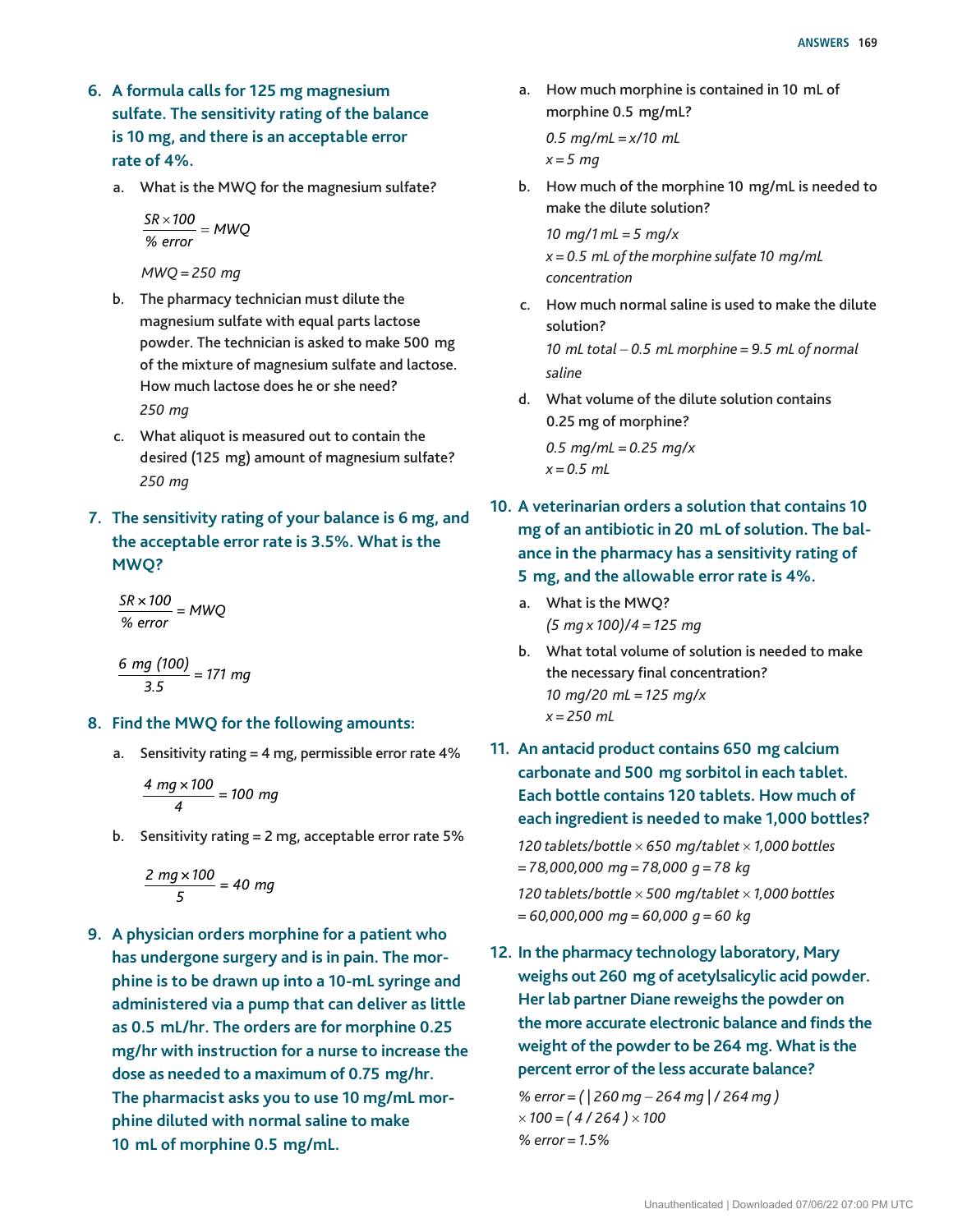6. **A formula calls for 125 mg magnesium sulfate. The sensitivity rating of the balance is 10 mg, and there is an acceptable error rate of 4%.**

   a. What is the MWQ for the magnesium sulfate?

   $$\frac{SR \times 100}{\%\ error} = MWQ$$

   *MWQ = 250 mg*

   b. The pharmacy technician must dilute the magnesium sulfate with equal parts lactose powder. The technician is asked to make 500 mg of the mixture of magnesium sulfate and lactose. How much lactose does he or she need?

   *250 mg*

   c. What aliquot is measured out to contain the desired (125 mg) amount of magnesium sulfate?

   *250 mg*

7. **The sensitivity rating of your balance is 6 mg, and the acceptable error rate is 3.5%. What is the MWQ?**

   $$\frac{SR \times 100}{\%\ error} = MWQ$$

   $$\frac{6\ mg\ (100)}{3.5} = 171\ mg$$

8. **Find the MWQ for the following amounts:**

   a. Sensitivity rating = 4 mg, permissible error rate 4%

   $$\frac{4\ mg \times 100}{4} = 100\ mg$$

   b. Sensitivity rating = 2 mg, acceptable error rate 5%

   $$\frac{2\ mg \times 100}{5} = 40\ mg$$

9. **A physician orders morphine for a patient who has undergone surgery and is in pain. The morphine is to be drawn up into a 10-mL syringe and administered via a pump that can deliver as little as 0.5 mL/hr. The orders are for morphine 0.25 mg/hr with instruction for a nurse to increase the dose as needed to a maximum of 0.75 mg/hr. The pharmacist asks you to use 10 mg/mL morphine diluted with normal saline to make 10 mL of morphine 0.5 mg/mL.**

   a. How much morphine is contained in 10 mL of morphine 0.5 mg/mL?

   *0.5 mg/mL = x/10 mL*
   *x = 5 mg*

   b. How much of the morphine 10 mg/mL is needed to make the dilute solution?

   *10 mg/1 mL = 5 mg/x*
   *x = 0.5 mL of the morphine sulfate 10 mg/mL concentration*

   c. How much normal saline is used to make the dilute solution?

   *10 mL total − 0.5 mL morphine = 9.5 mL of normal saline*

   d. What volume of the dilute solution contains 0.25 mg of morphine?

   *0.5 mg/mL = 0.25 mg/x*
   *x = 0.5 mL*

10. **A veterinarian orders a solution that contains 10 mg of an antibiotic in 20 mL of solution. The balance in the pharmacy has a sensitivity rating of 5 mg, and the allowable error rate is 4%.**

    a. What is the MWQ?

    *(5 mg x 100)/4 = 125 mg*

    b. What total volume of solution is needed to make the necessary final concentration?

    *10 mg/20 mL = 125 mg/x*
    *x = 250 mL*

11. **An antacid product contains 650 mg calcium carbonate and 500 mg sorbitol in each tablet. Each bottle contains 120 tablets. How much of each ingredient is needed to make 1,000 bottles?**

    *120 tablets/bottle × 650 mg/tablet × 1,000 bottles = 78,000,000 mg = 78,000 g = 78 kg*

    *120 tablets/bottle × 500 mg/tablet × 1,000 bottles = 60,000,000 mg = 60,000 g = 60 kg*

12. **In the pharmacy technology laboratory, Mary weighs out 260 mg of acetylsalicylic acid powder. Her lab partner Diane reweighs the powder on the more accurate electronic balance and finds the weight of the powder to be 264 mg. What is the percent error of the less accurate balance?**

    $$\%\ error = (\,|260\ mg - 264\ mg\,|\ /\ 264\ mg\,) \times 100 = (\,4\ /\ 264\,) \times 100$$

    *% error = 1.5%*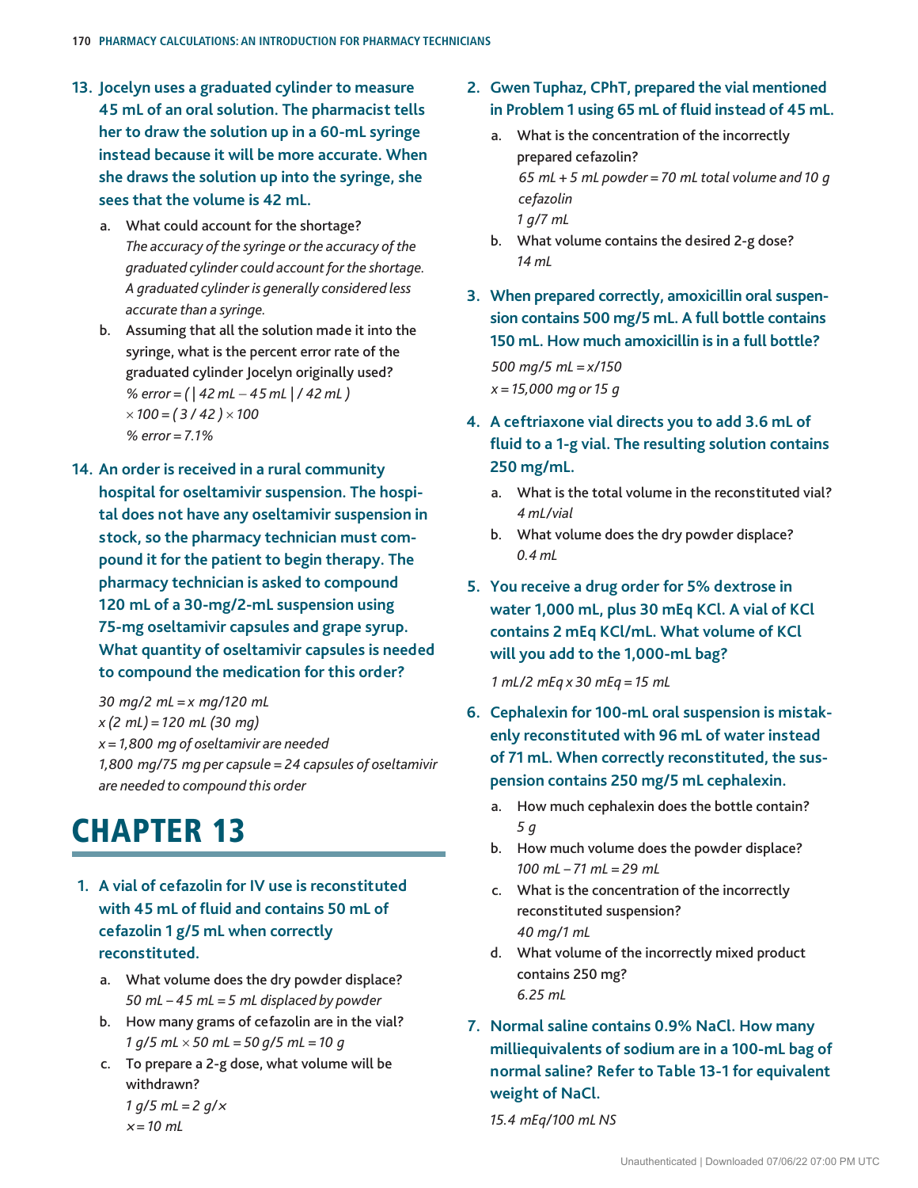**13. Jocelyn uses a graduated cylinder to measure 45 mL of an oral solution. The pharmacist tells her to draw the solution up in a 60-mL syringe instead because it will be more accurate. When she draws the solution up into the syringe, she sees that the volume is 42 mL.**

a. What could account for the shortage?
*The accuracy of the syringe or the accuracy of the graduated cylinder could account for the shortage. A graduated cylinder is generally considered less accurate than a syringe.*

b. Assuming that all the solution made it into the syringe, what is the percent error rate of the graduated cylinder Jocelyn originally used?
*% error = ( | 42 mL − 45 mL | / 42 mL )*
*× 100 = ( 3 / 42 ) × 100*
*% error = 7.1%*

**14. An order is received in a rural community hospital for oseltamivir suspension. The hospital does not have any oseltamivir suspension in stock, so the pharmacy technician must compound it for the patient to begin therapy. The pharmacy technician is asked to compound 120 mL of a 30-mg/2-mL suspension using 75-mg oseltamivir capsules and grape syrup. What quantity of oseltamivir capsules is needed to compound the medication for this order?**

*30 mg/2 mL = x mg/120 mL*
*x (2 mL) = 120 mL (30 mg)*
*x = 1,800 mg of oseltamivir are needed*
*1,800 mg/75 mg per capsule = 24 capsules of oseltamivir are needed to compound this order*

# CHAPTER 13

**1. A vial of cefazolin for IV use is reconstituted with 45 mL of fluid and contains 50 mL of cefazolin 1 g/5 mL when correctly reconstituted.**

a. What volume does the dry powder displace?
*50 mL – 45 mL = 5 mL displaced by powder*

b. How many grams of cefazolin are in the vial?
*1 g/5 mL × 50 mL = 50 g/5 mL = 10 g*

c. To prepare a 2-g dose, what volume will be withdrawn?
*1 g/5 mL = 2 g/×*
*× = 10 mL*

**2. Gwen Tuphaz, CPhT, prepared the vial mentioned in Problem 1 using 65 mL of fluid instead of 45 mL.**

a. What is the concentration of the incorrectly prepared cefazolin?
*65 mL + 5 mL powder = 70 mL total volume and 10 g cefazolin*
*1 g/7 mL*

b. What volume contains the desired 2-g dose?
*14 mL*

**3. When prepared correctly, amoxicillin oral suspension contains 500 mg/5 mL. A full bottle contains 150 mL. How much amoxicillin is in a full bottle?**

*500 mg/5 mL = x/150*
*x = 15,000 mg or 15 g*

**4. A ceftriaxone vial directs you to add 3.6 mL of fluid to a 1-g vial. The resulting solution contains 250 mg/mL.**

a. What is the total volume in the reconstituted vial?
*4 mL/vial*

b. What volume does the dry powder displace?
*0.4 mL*

**5. You receive a drug order for 5% dextrose in water 1,000 mL, plus 30 mEq KCl. A vial of KCl contains 2 mEq KCl/mL. What volume of KCl will you add to the 1,000-mL bag?**

*1 mL/2 mEq x 30 mEq = 15 mL*

**6. Cephalexin for 100-mL oral suspension is mistakenly reconstituted with 96 mL of water instead of 71 mL. When correctly reconstituted, the suspension contains 250 mg/5 mL cephalexin.**

a. How much cephalexin does the bottle contain?
*5 g*

b. How much volume does the powder displace?
*100 mL – 71 mL = 29 mL*

c. What is the concentration of the incorrectly reconstituted suspension?
*40 mg/1 mL*

d. What volume of the incorrectly mixed product contains 250 mg?
*6.25 mL*

**7. Normal saline contains 0.9% NaCl. How many milliequivalents of sodium are in a 100-mL bag of normal saline? Refer to Table 13-1 for equivalent weight of NaCl.**

*15.4 mEq/100 mL NS*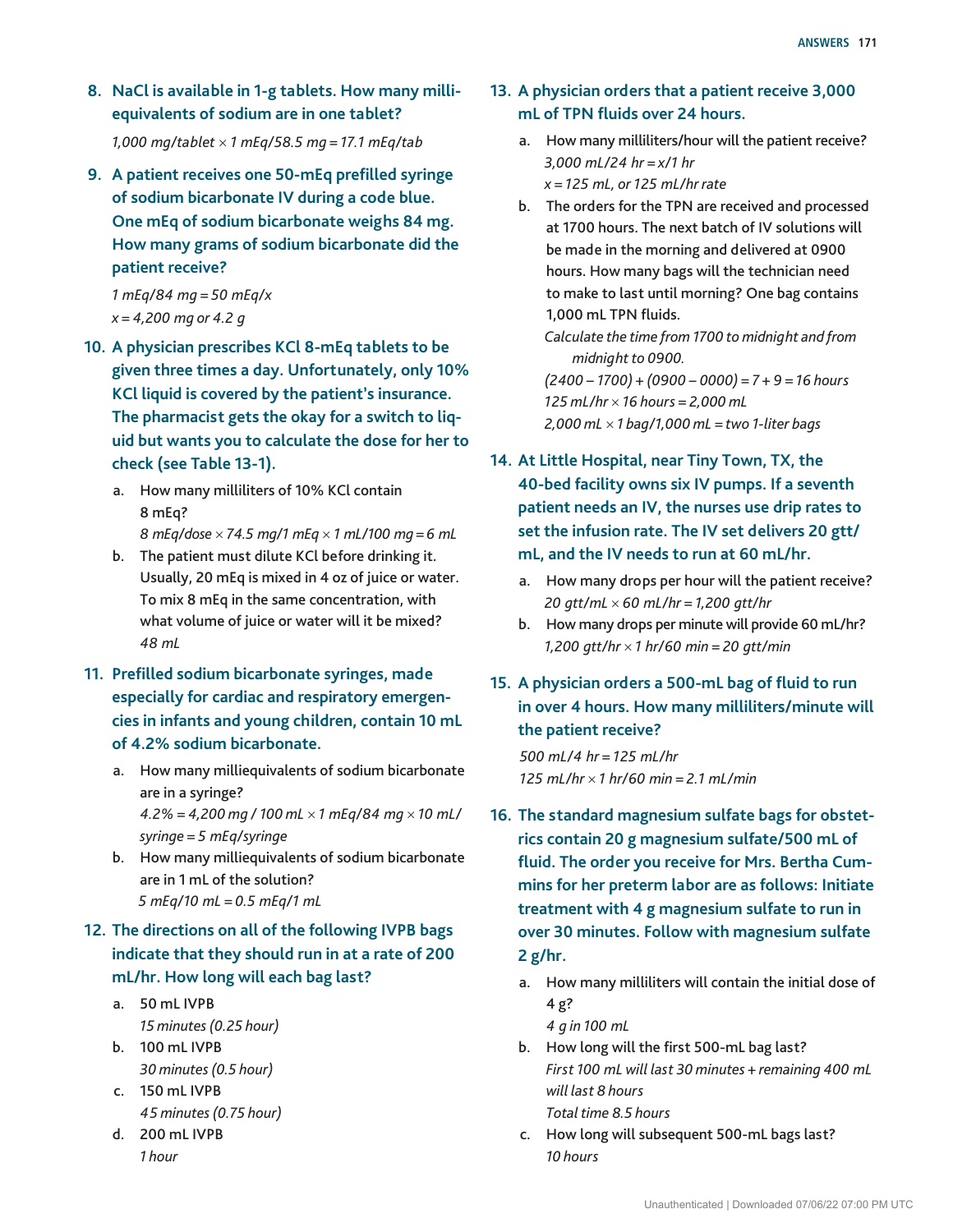8. **NaCl is available in 1-g tablets. How many milliequivalents of sodium are in one tablet?**

   *1,000 mg/tablet × 1 mEq/58.5 mg = 17.1 mEq/tab*

9. **A patient receives one 50-mEq prefilled syringe of sodium bicarbonate IV during a code blue. One mEq of sodium bicarbonate weighs 84 mg. How many grams of sodium bicarbonate did the patient receive?**

   *1 mEq/84 mg = 50 mEq/x*
   *x = 4,200 mg or 4.2 g*

10. **A physician prescribes KCl 8-mEq tablets to be given three times a day. Unfortunately, only 10% KCl liquid is covered by the patient's insurance. The pharmacist gets the okay for a switch to liquid but wants you to calculate the dose for her to check (see Table 13-1).**

    a. How many milliliters of 10% KCl contain 8 mEq?
       *8 mEq/dose × 74.5 mg/1 mEq × 1 mL/100 mg = 6 mL*

    b. The patient must dilute KCl before drinking it. Usually, 20 mEq is mixed in 4 oz of juice or water. To mix 8 mEq in the same concentration, with what volume of juice or water will it be mixed?
       *48 mL*

11. **Prefilled sodium bicarbonate syringes, made especially for cardiac and respiratory emergencies in infants and young children, contain 10 mL of 4.2% sodium bicarbonate.**

    a. How many milliequivalents of sodium bicarbonate are in a syringe?
       *4.2% = 4,200 mg / 100 mL × 1 mEq/84 mg × 10 mL/syringe = 5 mEq/syringe*

    b. How many milliequivalents of sodium bicarbonate are in 1 mL of the solution?
       *5 mEq/10 mL = 0.5 mEq/1 mL*

12. **The directions on all of the following IVPB bags indicate that they should run in at a rate of 200 mL/hr. How long will each bag last?**

    a. 50 mL IVPB
       *15 minutes (0.25 hour)*

    b. 100 mL IVPB
       *30 minutes (0.5 hour)*

    c. 150 mL IVPB
       *45 minutes (0.75 hour)*

    d. 200 mL IVPB
       *1 hour*

13. **A physician orders that a patient receive 3,000 mL of TPN fluids over 24 hours.**

    a. How many milliliters/hour will the patient receive?
       *3,000 mL/24 hr = x/1 hr*
       *x = 125 mL, or 125 mL/hr rate*

    b. The orders for the TPN are received and processed at 1700 hours. The next batch of IV solutions will be made in the morning and delivered at 0900 hours. How many bags will the technician need to make to last until morning? One bag contains 1,000 mL TPN fluids.
       *Calculate the time from 1700 to midnight and from midnight to 0900.*
       *(2400 – 1700) + (0900 – 0000) = 7 + 9 = 16 hours*
       *125 mL/hr × 16 hours = 2,000 mL*
       *2,000 mL × 1 bag/1,000 mL = two 1-liter bags*

14. **At Little Hospital, near Tiny Town, TX, the 40-bed facility owns six IV pumps. If a seventh patient needs an IV, the nurses use drip rates to set the infusion rate. The IV set delivers 20 gtt/mL, and the IV needs to run at 60 mL/hr.**

    a. How many drops per hour will the patient receive?
       *20 gtt/mL × 60 mL/hr = 1,200 gtt/hr*

    b. How many drops per minute will provide 60 mL/hr?
       *1,200 gtt/hr × 1 hr/60 min = 20 gtt/min*

15. **A physician orders a 500-mL bag of fluid to run in over 4 hours. How many milliliters/minute will the patient receive?**

    *500 mL/4 hr = 125 mL/hr*
    *125 mL/hr × 1 hr/60 min = 2.1 mL/min*

16. **The standard magnesium sulfate bags for obstetrics contain 20 g magnesium sulfate/500 mL of fluid. The order you receive for Mrs. Bertha Cummins for her preterm labor are as follows: Initiate treatment with 4 g magnesium sulfate to run in over 30 minutes. Follow with magnesium sulfate 2 g/hr.**

    a. How many milliliters will contain the initial dose of 4 g?
       *4 g in 100 mL*

    b. How long will the first 500-mL bag last?
       *First 100 mL will last 30 minutes + remaining 400 mL will last 8 hours*
       *Total time 8.5 hours*

    c. How long will subsequent 500-mL bags last?
       *10 hours*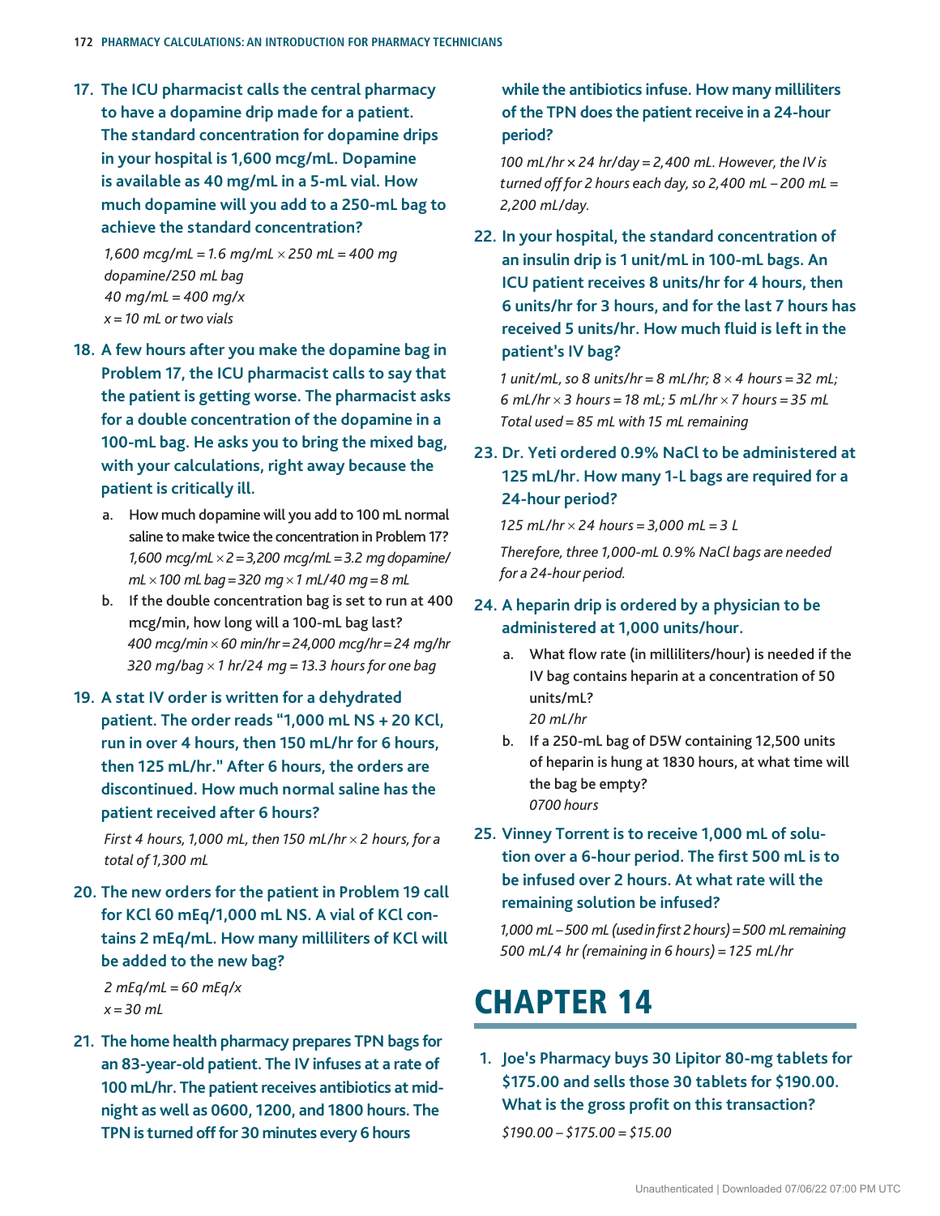**17. The ICU pharmacist calls the central pharmacy to have a dopamine drip made for a patient. The standard concentration for dopamine drips in your hospital is 1,600 mcg/mL. Dopamine is available as 40 mg/mL in a 5-mL vial. How much dopamine will you add to a 250-mL bag to achieve the standard concentration?**

*1,600 mcg/mL = 1.6 mg/mL × 250 mL = 400 mg dopamine/250 mL bag*
*40 mg/mL = 400 mg/x*
*x = 10 mL or two vials*

**18. A few hours after you make the dopamine bag in Problem 17, the ICU pharmacist calls to say that the patient is getting worse. The pharmacist asks for a double concentration of the dopamine in a 100-mL bag. He asks you to bring the mixed bag, with your calculations, right away because the patient is critically ill.**

a. How much dopamine will you add to 100 mL normal saline to make twice the concentration in Problem 17?
*1,600 mcg/mL × 2 = 3,200 mcg/mL = 3.2 mg dopamine/mL × 100 mL bag = 320 mg × 1 mL/40 mg = 8 mL*

b. If the double concentration bag is set to run at 400 mcg/min, how long will a 100-mL bag last?
*400 mcg/min × 60 min/hr = 24,000 mcg/hr = 24 mg/hr*
*320 mg/bag × 1 hr/24 mg = 13.3 hours for one bag*

**19. A stat IV order is written for a dehydrated patient. The order reads "1,000 mL NS + 20 KCl, run in over 4 hours, then 150 mL/hr for 6 hours, then 125 mL/hr." After 6 hours, the orders are discontinued. How much normal saline has the patient received after 6 hours?**

*First 4 hours, 1,000 mL, then 150 mL/hr × 2 hours, for a total of 1,300 mL*

**20. The new orders for the patient in Problem 19 call for KCl 60 mEq/1,000 mL NS. A vial of KCl contains 2 mEq/mL. How many milliliters of KCl will be added to the new bag?**

*2 mEq/mL = 60 mEq/x*
*x = 30 mL*

**21. The home health pharmacy prepares TPN bags for an 83-year-old patient. The IV infuses at a rate of 100 mL/hr. The patient receives antibiotics at midnight as well as 0600, 1200, and 1800 hours. The TPN is turned off for 30 minutes every 6 hours while the antibiotics infuse. How many milliliters of the TPN does the patient receive in a 24-hour period?**

*100 mL/hr × 24 hr/day = 2,400 mL. However, the IV is turned off for 2 hours each day, so 2,400 mL – 200 mL = 2,200 mL/day.*

**22. In your hospital, the standard concentration of an insulin drip is 1 unit/mL in 100-mL bags. An ICU patient receives 8 units/hr for 4 hours, then 6 units/hr for 3 hours, and for the last 7 hours has received 5 units/hr. How much fluid is left in the patient's IV bag?**

*1 unit/mL, so 8 units/hr = 8 mL/hr; 8 × 4 hours = 32 mL; 6 mL/hr × 3 hours = 18 mL; 5 mL/hr × 7 hours = 35 mL*
*Total used = 85 mL with 15 mL remaining*

**23. Dr. Yeti ordered 0.9% NaCl to be administered at 125 mL/hr. How many 1-L bags are required for a 24-hour period?**

*125 mL/hr × 24 hours = 3,000 mL = 3 L*

*Therefore, three 1,000-mL 0.9% NaCl bags are needed for a 24-hour period.*

**24. A heparin drip is ordered by a physician to be administered at 1,000 units/hour.**

a. What flow rate (in milliliters/hour) is needed if the IV bag contains heparin at a concentration of 50 units/mL?
*20 mL/hr*

b. If a 250-mL bag of D5W containing 12,500 units of heparin is hung at 1830 hours, at what time will the bag be empty?
*0700 hours*

**25. Vinney Torrent is to receive 1,000 mL of solution over a 6-hour period. The first 500 mL is to be infused over 2 hours. At what rate will the remaining solution be infused?**

*1,000 mL – 500 mL (used in first 2 hours) = 500 mL remaining*
*500 mL/4 hr (remaining in 6 hours) = 125 mL/hr*

# CHAPTER 14

**1. Joe's Pharmacy buys 30 Lipitor 80-mg tablets for \$175.00 and sells those 30 tablets for \$190.00. What is the gross profit on this transaction?**

*\$190.00 – \$175.00 = \$15.00*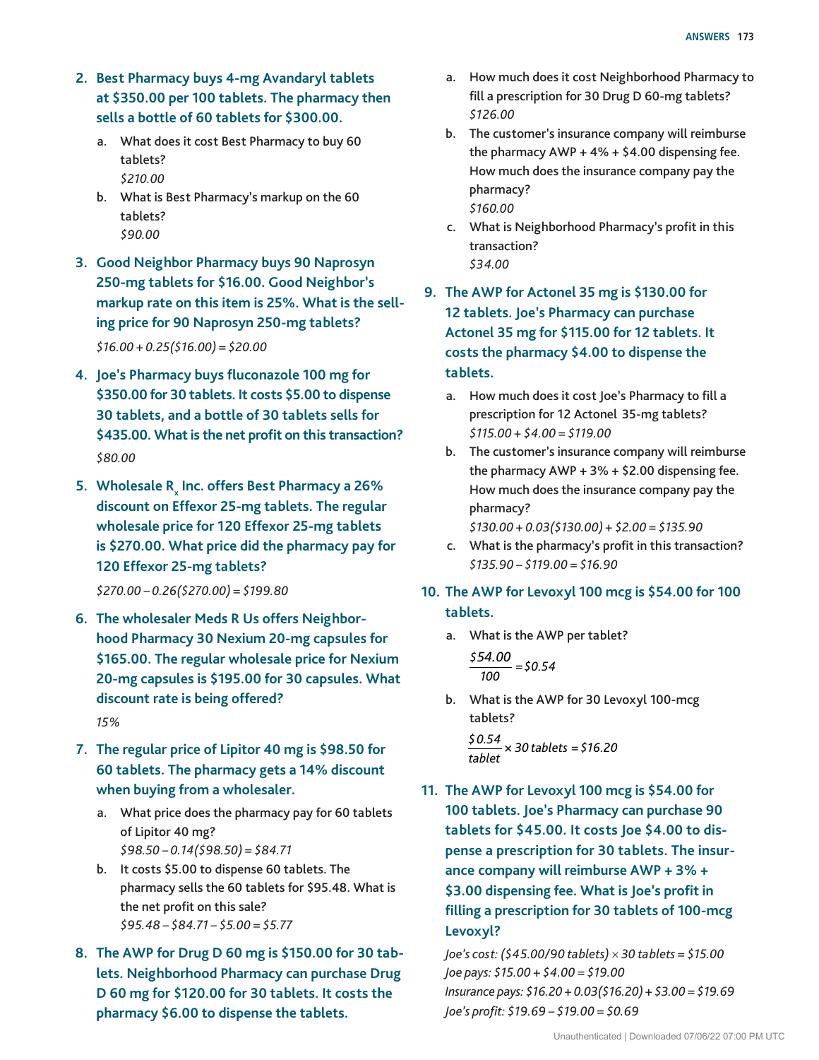2. **Best Pharmacy buys 4-mg Avandaryl tablets at \$350.00 per 100 tablets. The pharmacy then sells a bottle of 60 tablets for \$300.00.**

   a. What does it cost Best Pharmacy to buy 60 tablets?
   *\$210.00*

   b. What is Best Pharmacy's markup on the 60 tablets?
   *\$90.00*

3. **Good Neighbor Pharmacy buys 90 Naprosyn 250-mg tablets for \$16.00. Good Neighbor's markup rate on this item is 25%. What is the selling price for 90 Naprosyn 250-mg tablets?**

   *\$16.00 + 0.25(\$16.00) = \$20.00*

4. **Joe's Pharmacy buys fluconazole 100 mg for \$350.00 for 30 tablets. It costs \$5.00 to dispense 30 tablets, and a bottle of 30 tablets sells for \$435.00. What is the net profit on this transaction?**

   *\$80.00*

5. **Wholesale $R_x$ Inc. offers Best Pharmacy a 26% discount on Effexor 25-mg tablets. The regular wholesale price for 120 Effexor 25-mg tablets is \$270.00. What price did the pharmacy pay for 120 Effexor 25-mg tablets?**

   *\$270.00 – 0.26(\$270.00) = \$199.80*

6. **The wholesaler Meds R Us offers Neighborhood Pharmacy 30 Nexium 20-mg capsules for \$165.00. The regular wholesale price for Nexium 20-mg capsules is \$195.00 for 30 capsules. What discount rate is being offered?**

   *15%*

7. **The regular price of Lipitor 40 mg is \$98.50 for 60 tablets. The pharmacy gets a 14% discount when buying from a wholesaler.**

   a. What price does the pharmacy pay for 60 tablets of Lipitor 40 mg?
   *\$98.50 – 0.14(\$98.50) = \$84.71*

   b. It costs \$5.00 to dispense 60 tablets. The pharmacy sells the 60 tablets for \$95.48. What is the net profit on this sale?
   *\$95.48 – \$84.71 – \$5.00 = \$5.77*

8. **The AWP for Drug D 60 mg is \$150.00 for 30 tablets. Neighborhood Pharmacy can purchase Drug D 60 mg for \$120.00 for 30 tablets. It costs the pharmacy \$6.00 to dispense the tablets.**

   a. How much does it cost Neighborhood Pharmacy to fill a prescription for 30 Drug D 60-mg tablets?
   *\$126.00*

   b. The customer's insurance company will reimburse the pharmacy AWP + 4% + \$4.00 dispensing fee. How much does the insurance company pay the pharmacy?
   *\$160.00*

   c. What is Neighborhood Pharmacy's profit in this transaction?
   *\$34.00*

9. **The AWP for Actonel 35 mg is \$130.00 for 12 tablets. Joe's Pharmacy can purchase Actonel 35 mg for \$115.00 for 12 tablets. It costs the pharmacy \$4.00 to dispense the tablets.**

   a. How much does it cost Joe's Pharmacy to fill a prescription for 12 Actonel 35-mg tablets?
   *\$115.00 + \$4.00 = \$119.00*

   b. The customer's insurance company will reimburse the pharmacy AWP + 3% + \$2.00 dispensing fee. How much does the insurance company pay the pharmacy?
   *\$130.00 + 0.03(\$130.00) + \$2.00 = \$135.90*

   c. What is the pharmacy's profit in this transaction?
   *\$135.90 – \$119.00 = \$16.90*

10. **The AWP for Levoxyl 100 mcg is \$54.00 for 100 tablets.**

    a. What is the AWP per tablet?

    $$\frac{\$54.00}{100} = \$0.54$$

    b. What is the AWP for 30 Levoxyl 100-mcg tablets?

    $$\frac{\$0.54}{tablet} \times 30\ tablets = \$16.20$$

11. **The AWP for Levoxyl 100 mcg is \$54.00 for 100 tablets. Joe's Pharmacy can purchase 90 tablets for \$45.00. It costs Joe \$4.00 to dispense a prescription for 30 tablets. The insurance company will reimburse AWP + 3% + \$3.00 dispensing fee. What is Joe's profit in filling a prescription for 30 tablets of 100-mcg Levoxyl?**

    *Joe's cost: (\$45.00/90 tablets) × 30 tablets = \$15.00*
    *Joe pays: \$15.00 + \$4.00 = \$19.00*
    *Insurance pays: \$16.20 + 0.03(\$16.20) + \$3.00 = \$19.69*
    *Joe's profit: \$19.69 – \$19.00 = \$0.69*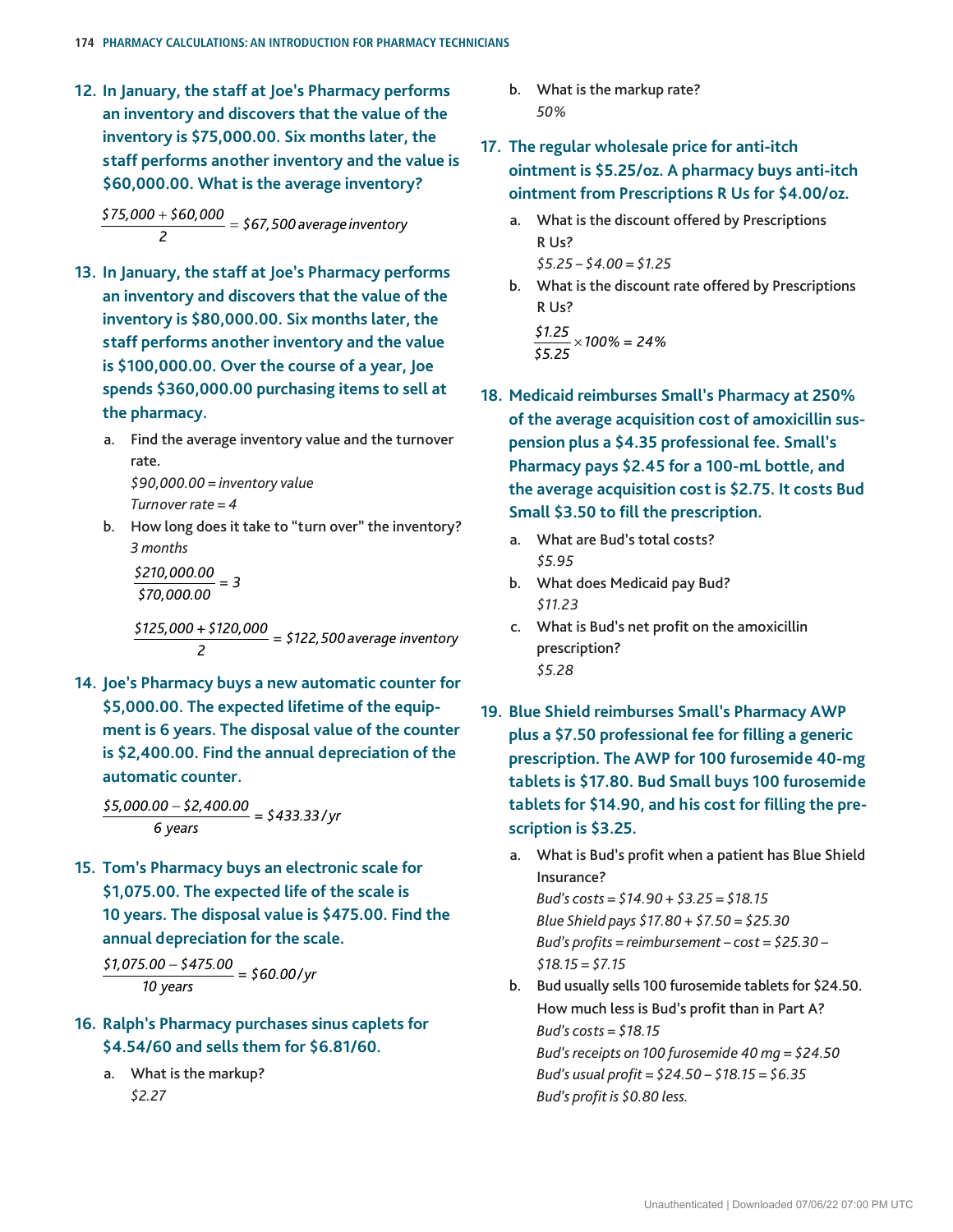**12. In January, the staff at Joe's Pharmacy performs an inventory and discovers that the value of the inventory is $75,000.00. Six months later, the staff performs another inventory and the value is $60,000.00. What is the average inventory?**

$$\frac{\$75{,}000 + \$60{,}000}{2} = \$67{,}500 \text{ average inventory}$$

**13. In January, the staff at Joe's Pharmacy performs an inventory and discovers that the value of the inventory is $80,000.00. Six months later, the staff performs another inventory and the value is $100,000.00. Over the course of a year, Joe spends $360,000.00 purchasing items to sell at the pharmacy.**

a. Find the average inventory value and the turnover rate.
*$90,000.00 = inventory value*
*Turnover rate = 4*

b. How long does it take to "turn over" the inventory?
*3 months*

$$\frac{\$210{,}000.00}{\$70{,}000.00} = 3$$

$$\frac{\$125{,}000 + \$120{,}000}{2} = \$122{,}500 \text{ average inventory}$$

**14. Joe's Pharmacy buys a new automatic counter for $5,000.00. The expected lifetime of the equipment is 6 years. The disposal value of the counter is $2,400.00. Find the annual depreciation of the automatic counter.**

$$\frac{\$5{,}000.00 - \$2{,}400.00}{6 \text{ years}} = \$433.33/\text{yr}$$

**15. Tom's Pharmacy buys an electronic scale for $1,075.00. The expected life of the scale is 10 years. The disposal value is $475.00. Find the annual depreciation for the scale.**

$$\frac{\$1{,}075.00 - \$475.00}{10 \text{ years}} = \$60.00/\text{yr}$$

**16. Ralph's Pharmacy purchases sinus caplets for $4.54/60 and sells them for $6.81/60.**

a. What is the markup?
*$2.27*

b. What is the markup rate?
*50%*

**17. The regular wholesale price for anti-itch ointment is $5.25/oz. A pharmacy buys anti-itch ointment from Prescriptions R Us for $4.00/oz.**

a. What is the discount offered by Prescriptions R Us?
*$5.25 – $4.00 = $1.25*

b. What is the discount rate offered by Prescriptions R Us?

$$\frac{\$1.25}{\$5.25} \times 100\% = 24\%$$

**18. Medicaid reimburses Small's Pharmacy at 250% of the average acquisition cost of amoxicillin suspension plus a $4.35 professional fee. Small's Pharmacy pays $2.45 for a 100-mL bottle, and the average acquisition cost is $2.75. It costs Bud Small $3.50 to fill the prescription.**

a. What are Bud's total costs?
*$5.95*

b. What does Medicaid pay Bud?
*$11.23*

c. What is Bud's net profit on the amoxicillin prescription?
*$5.28*

**19. Blue Shield reimburses Small's Pharmacy AWP plus a $7.50 professional fee for filling a generic prescription. The AWP for 100 furosemide 40-mg tablets is $17.80. Bud Small buys 100 furosemide tablets for $14.90, and his cost for filling the prescription is $3.25.**

a. What is Bud's profit when a patient has Blue Shield Insurance?
*Bud's costs = $14.90 + $3.25 = $18.15*
*Blue Shield pays $17.80 + $7.50 = $25.30*
*Bud's profits = reimbursement – cost = $25.30 – $18.15 = $7.15*

b. Bud usually sells 100 furosemide tablets for $24.50. How much less is Bud's profit than in Part A?
*Bud's costs = $18.15*
*Bud's receipts on 100 furosemide 40 mg = $24.50*
*Bud's usual profit = $24.50 – $18.15 = $6.35*
*Bud's profit is $0.80 less.*